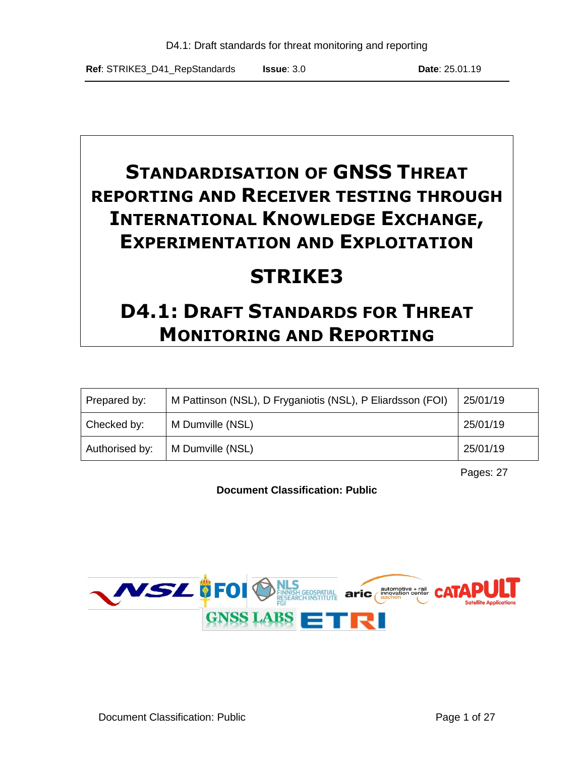Ref: STRIKE3_D41_RepStandards Issue: 3.0 Date: 25.01.19

# Standardisation of GNSS Threat reporting and Receiver testing through International Knowledge Exchange, Experimentation and Exploitation

# STRIKE3

# D4.1: Draft Standards for Threat Monitoring and Reporting

| | | |
|---|---|---|
| Prepared by: | M Pattinson (NSL), D Fryganiotis (NSL), P Eliardsson (FOI) | 25/01/19 |
| Checked by: | M Dumville (NSL) | 25/01/19 |
| Authorised by: | M Dumville (NSL) | 25/01/19 |

Pages: 27

**Document Classification: Public**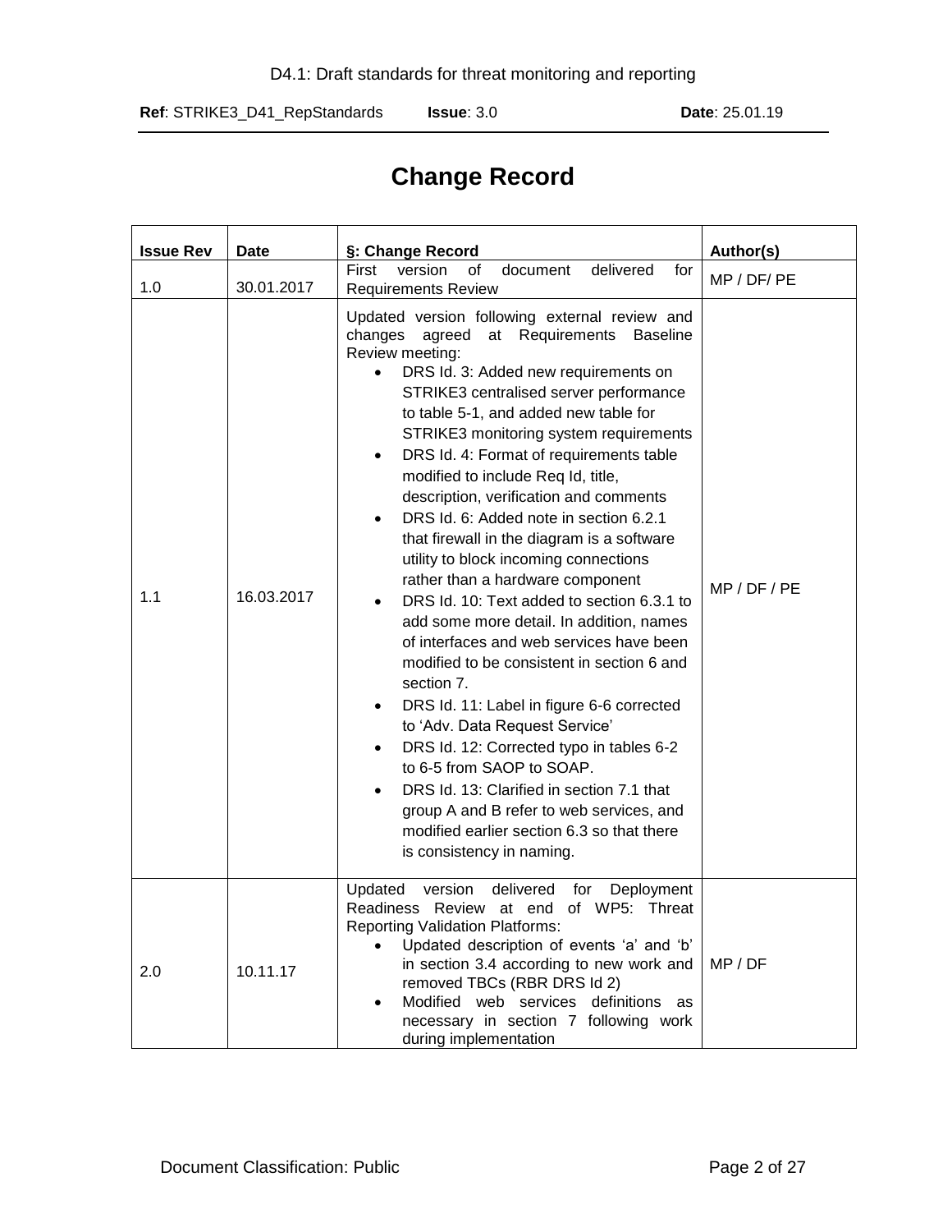# Change Record

| Issue Rev | Date | §: Change Record | Author(s) |
|---|---|---|---|
| 1.0 | 30.01.2017 | First version of document delivered for Requirements Review | MP / DF/ PE |
| 1.1 | 16.03.2017 | Updated version following external review and changes agreed at Requirements Baseline Review meeting:<br>• DRS Id. 3: Added new requirements on STRIKE3 centralised server performance to table 5-1, and added new table for STRIKE3 monitoring system requirements<br>• DRS Id. 4: Format of requirements table modified to include Req Id, title, description, verification and comments<br>• DRS Id. 6: Added note in section 6.2.1 that firewall in the diagram is a software utility to block incoming connections rather than a hardware component<br>• DRS Id. 10: Text added to section 6.3.1 to add some more detail. In addition, names of interfaces and web services have been modified to be consistent in section 6 and section 7.<br>• DRS Id. 11: Label in figure 6-6 corrected to 'Adv. Data Request Service'<br>• DRS Id. 12: Corrected typo in tables 6-2 to 6-5 from SAOP to SOAP.<br>• DRS Id. 13: Clarified in section 7.1 that group A and B refer to web services, and modified earlier section 6.3 so that there is consistency in naming. | MP / DF / PE |
| 2.0 | 10.11.17 | Updated version delivered for Deployment Readiness Review at end of WP5: Threat Reporting Validation Platforms:<br>• Updated description of events 'a' and 'b' in section 3.4 according to new work and removed TBCs (RBR DRS Id 2)<br>• Modified web services definitions as necessary in section 7 following work during implementation | MP / DF |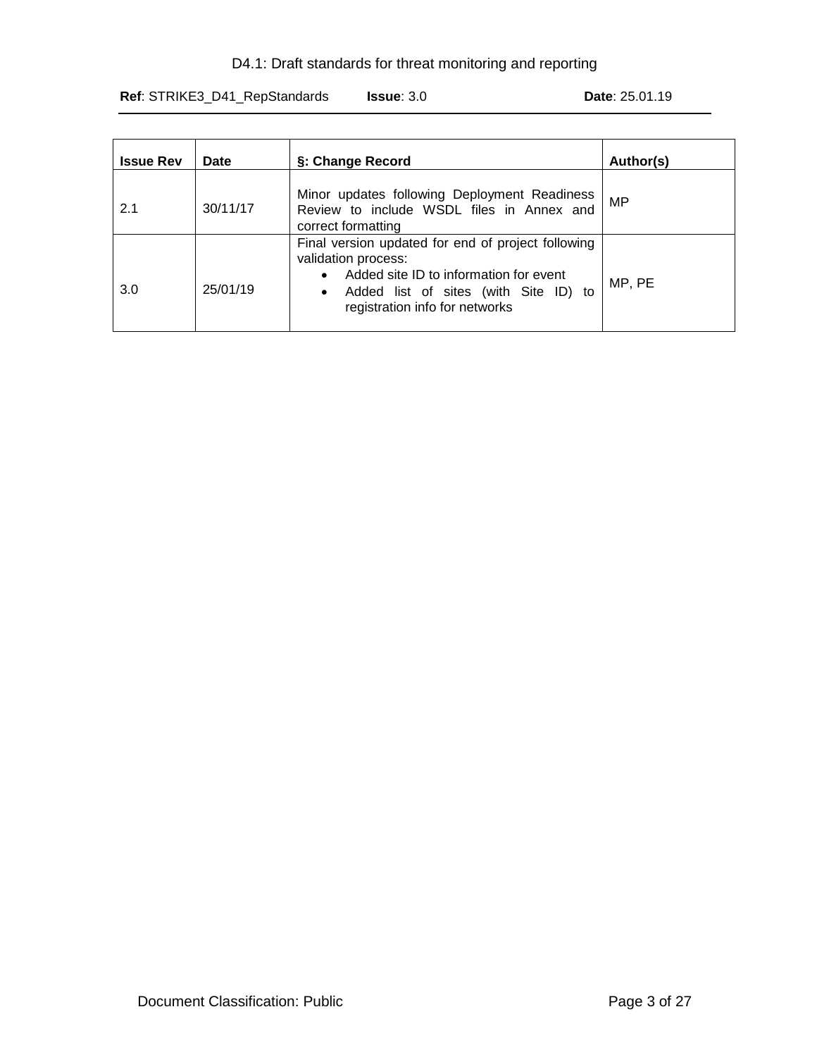| Issue Rev | Date | §: Change Record | Author(s) |
|---|---|---|---|
| 2.1 | 30/11/17 | Minor updates following Deployment Readiness Review to include WSDL files in Annex and correct formatting | MP |
| 3.0 | 25/01/19 | Final version updated for end of project following validation process:<br>• Added site ID to information for event<br>• Added list of sites (with Site ID) to registration info for networks | MP, PE |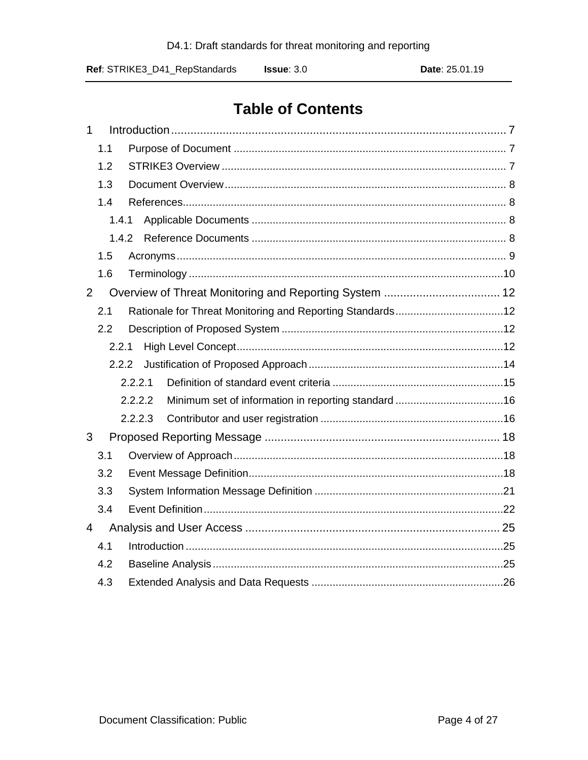# Table of Contents

1 Introduction ........................................................................................................ 7
  1.1 Purpose of Document ........................................................................................ 7
  1.2 STRIKE3 Overview ............................................................................................ 7
  1.3 Document Overview ........................................................................................... 8
  1.4 References.......................................................................................................... 8
    1.4.1 Applicable Documents ................................................................................. 8
    1.4.2 Reference Documents .................................................................................. 8
  1.5 Acronyms ............................................................................................................ 9
  1.6 Terminology ....................................................................................................... 10
2 Overview of Threat Monitoring and Reporting System .................................... 12
  2.1 Rationale for Threat Monitoring and Reporting Standards .................................. 12
  2.2 Description of Proposed System ......................................................................... 12
    2.2.1 High Level Concept ...................................................................................... 12
    2.2.2 Justification of Proposed Approach ............................................................... 14
      2.2.2.1 Definition of standard event criteria ........................................................ 15
      2.2.2.2 Minimum set of information in reporting standard .................................... 16
      2.2.2.3 Contributor and user registration ............................................................ 16
3 Proposed Reporting Message ............................................................................ 18
  3.1 Overview of Approach ......................................................................................... 18
  3.2 Event Message Definition .................................................................................... 18
  3.3 System Information Message Definition .............................................................. 21
  3.4 Event Definition ................................................................................................... 22
4 Analysis and User Access ................................................................................. 25
  4.1 Introduction ......................................................................................................... 25
  4.2 Baseline Analysis ................................................................................................ 25
  4.3 Extended Analysis and Data Requests ................................................................ 26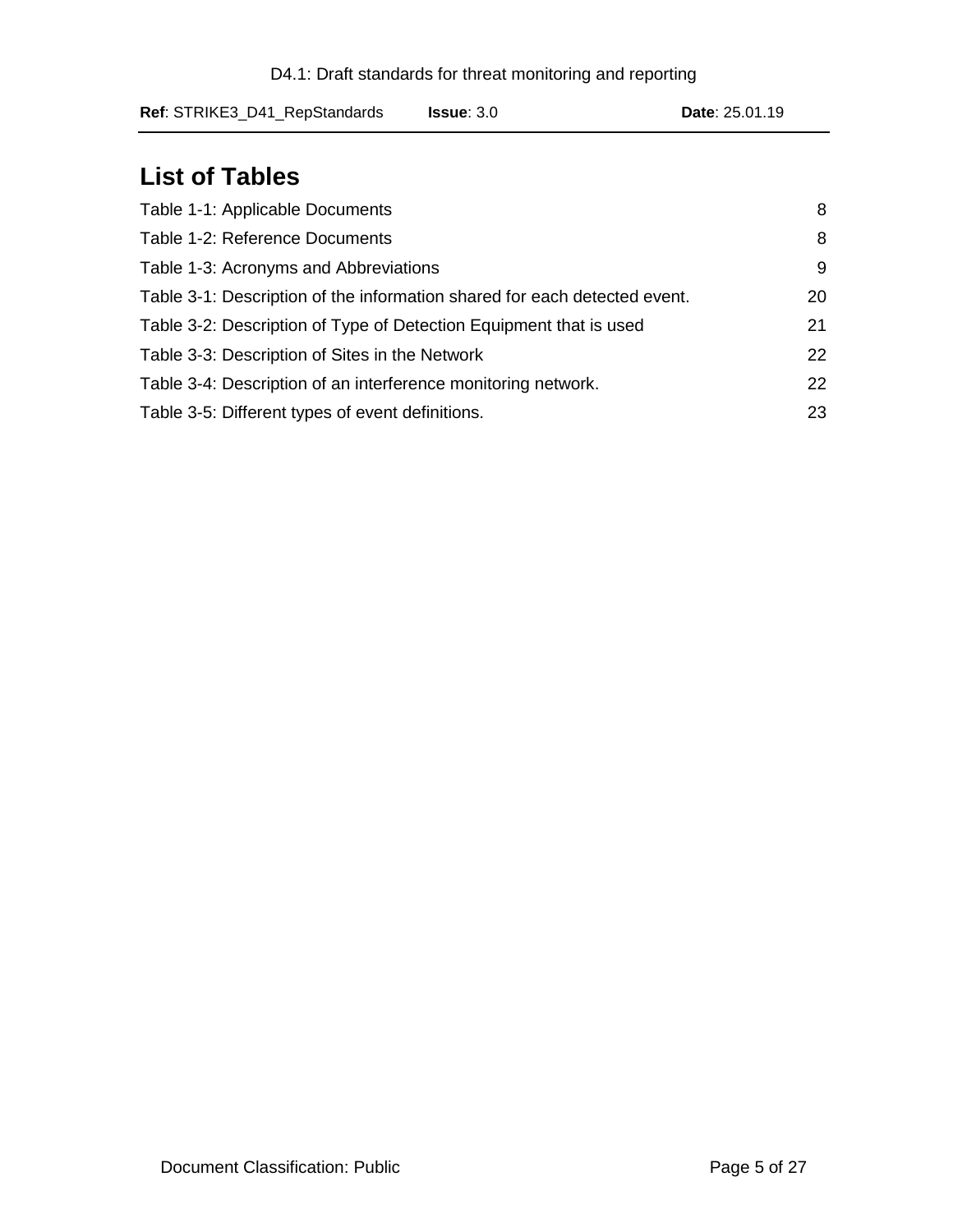# List of Tables

| | |
|---|---|
| Table 1-1: Applicable Documents | 8 |
| Table 1-2: Reference Documents | 8 |
| Table 1-3: Acronyms and Abbreviations | 9 |
| Table 3-1: Description of the information shared for each detected event. | 20 |
| Table 3-2: Description of Type of Detection Equipment that is used | 21 |
| Table 3-3: Description of Sites in the Network | 22 |
| Table 3-4: Description of an interference monitoring network. | 22 |
| Table 3-5: Different types of event definitions. | 23 |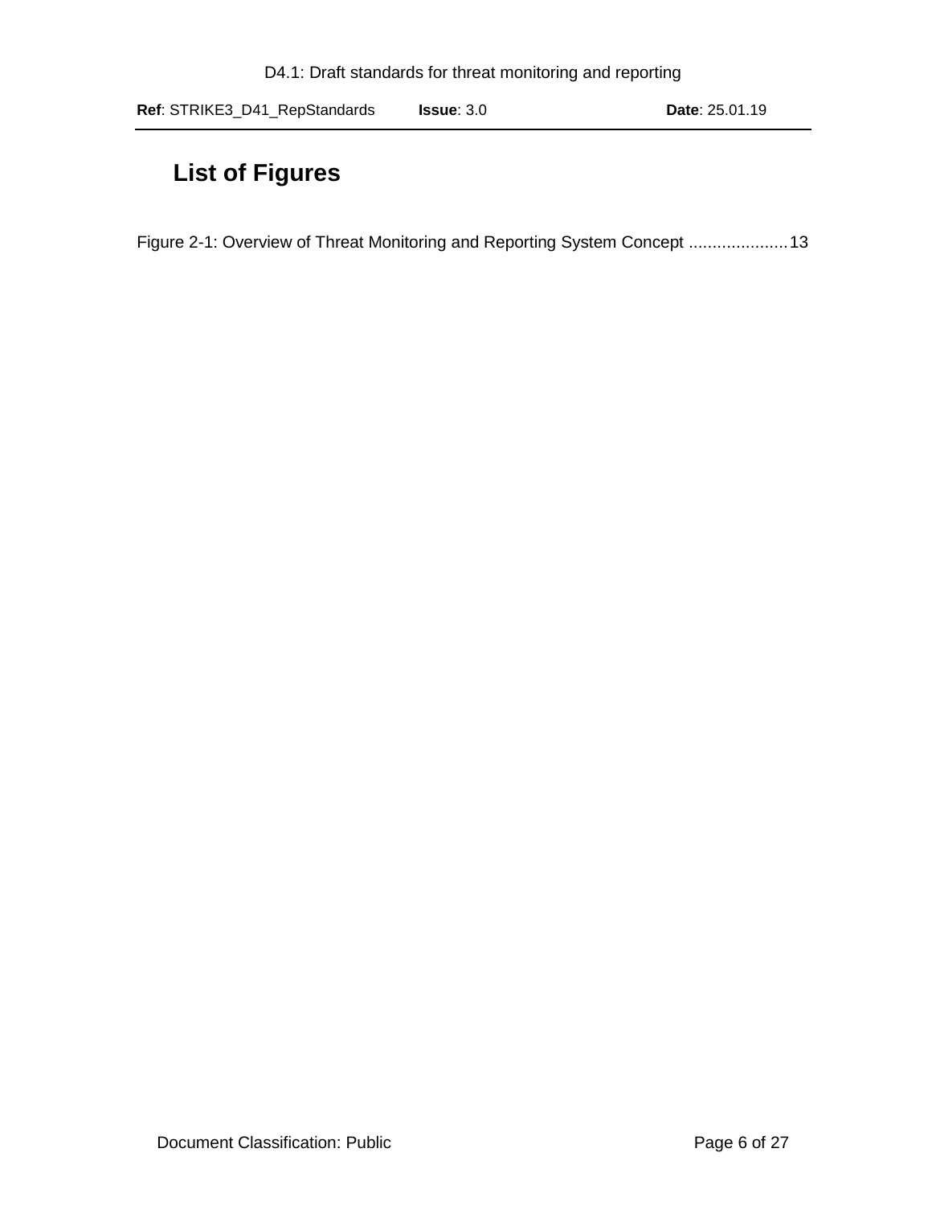# List of Figures

Figure 2-1: Overview of Threat Monitoring and Reporting System Concept ..................... 13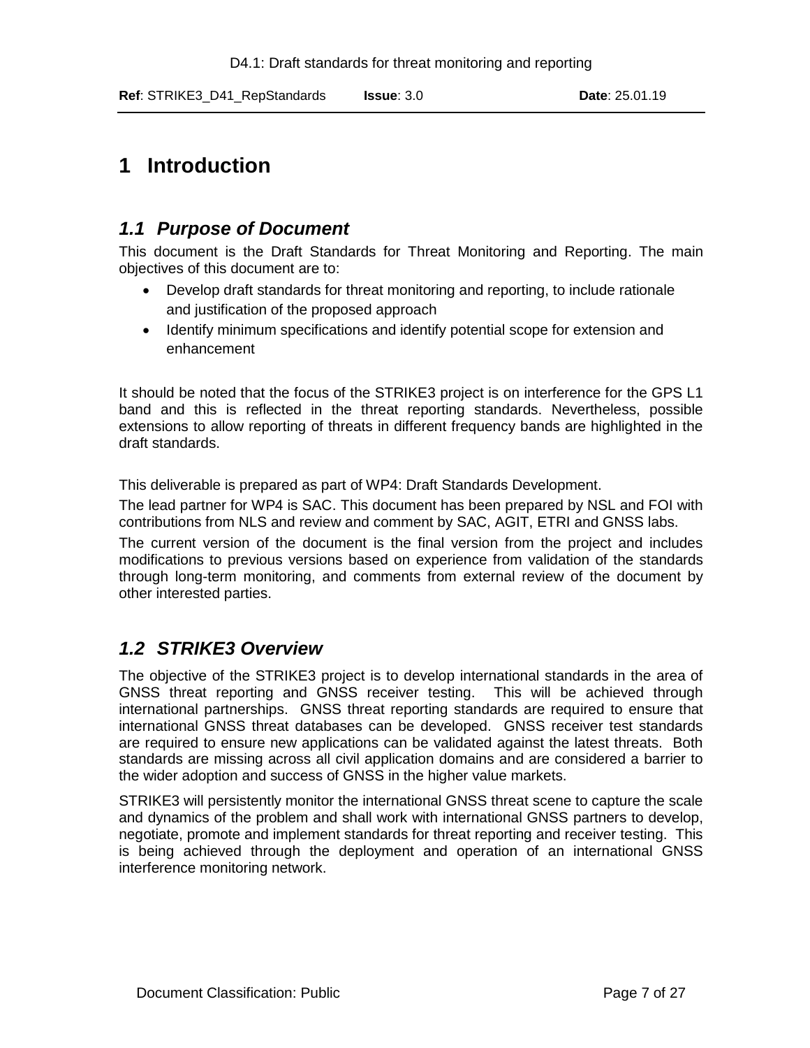# 1 Introduction

## *1.1 Purpose of Document*

This document is the Draft Standards for Threat Monitoring and Reporting. The main objectives of this document are to:

- Develop draft standards for threat monitoring and reporting, to include rationale and justification of the proposed approach
- Identify minimum specifications and identify potential scope for extension and enhancement

It should be noted that the focus of the STRIKE3 project is on interference for the GPS L1 band and this is reflected in the threat reporting standards. Nevertheless, possible extensions to allow reporting of threats in different frequency bands are highlighted in the draft standards.

This deliverable is prepared as part of WP4: Draft Standards Development.

The lead partner for WP4 is SAC. This document has been prepared by NSL and FOI with contributions from NLS and review and comment by SAC, AGIT, ETRI and GNSS labs.

The current version of the document is the final version from the project and includes modifications to previous versions based on experience from validation of the standards through long-term monitoring, and comments from external review of the document by other interested parties.

## *1.2 STRIKE3 Overview*

The objective of the STRIKE3 project is to develop international standards in the area of GNSS threat reporting and GNSS receiver testing. This will be achieved through international partnerships. GNSS threat reporting standards are required to ensure that international GNSS threat databases can be developed. GNSS receiver test standards are required to ensure new applications can be validated against the latest threats. Both standards are missing across all civil application domains and are considered a barrier to the wider adoption and success of GNSS in the higher value markets.

STRIKE3 will persistently monitor the international GNSS threat scene to capture the scale and dynamics of the problem and shall work with international GNSS partners to develop, negotiate, promote and implement standards for threat reporting and receiver testing. This is being achieved through the deployment and operation of an international GNSS interference monitoring network.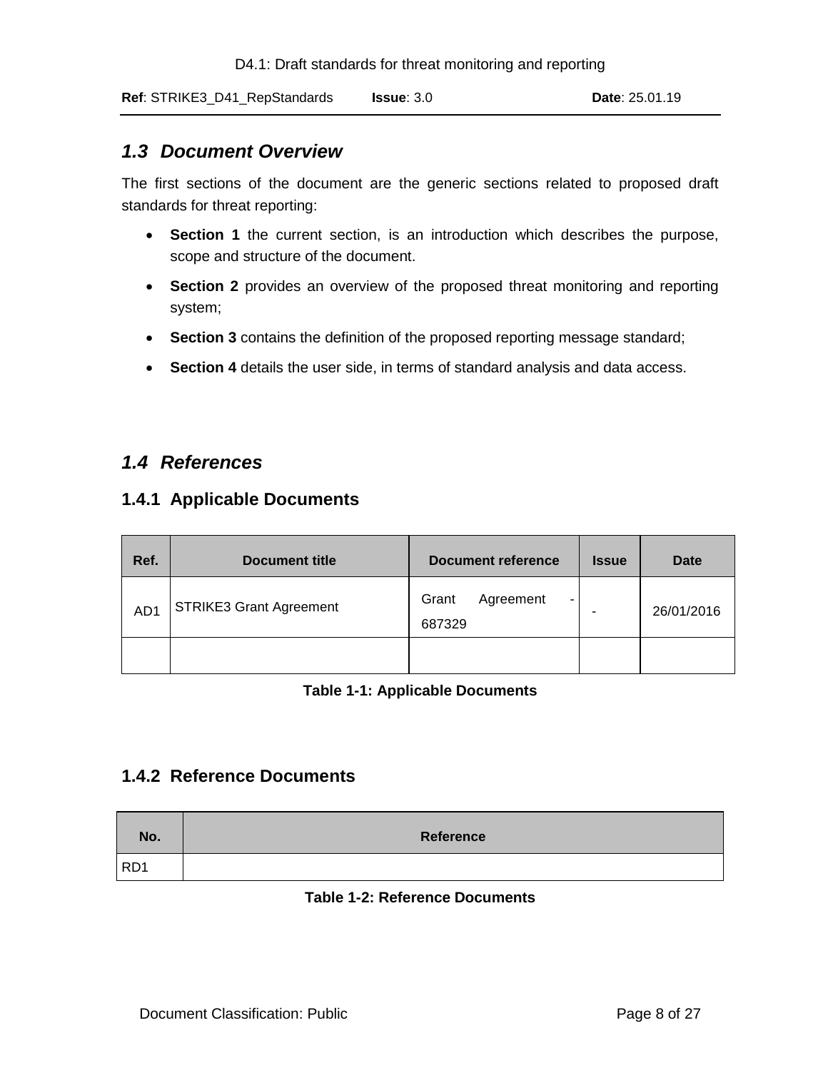## 1.3 Document Overview

The first sections of the document are the generic sections related to proposed draft standards for threat reporting:

- **Section 1** the current section, is an introduction which describes the purpose, scope and structure of the document.
- **Section 2** provides an overview of the proposed threat monitoring and reporting system;
- **Section 3** contains the definition of the proposed reporting message standard;
- **Section 4** details the user side, in terms of standard analysis and data access.

## 1.4 References

### 1.4.1 Applicable Documents

| Ref. | Document title | Document reference | Issue | Date |
|---|---|---|---|---|
| AD1 | STRIKE3 Grant Agreement | Grant Agreement - 687329 | - | 26/01/2016 |
| | | | | |

**Table 1-1: Applicable Documents**

### 1.4.2 Reference Documents

| No. | Reference |
|---|---|
| RD1 | |

**Table 1-2: Reference Documents**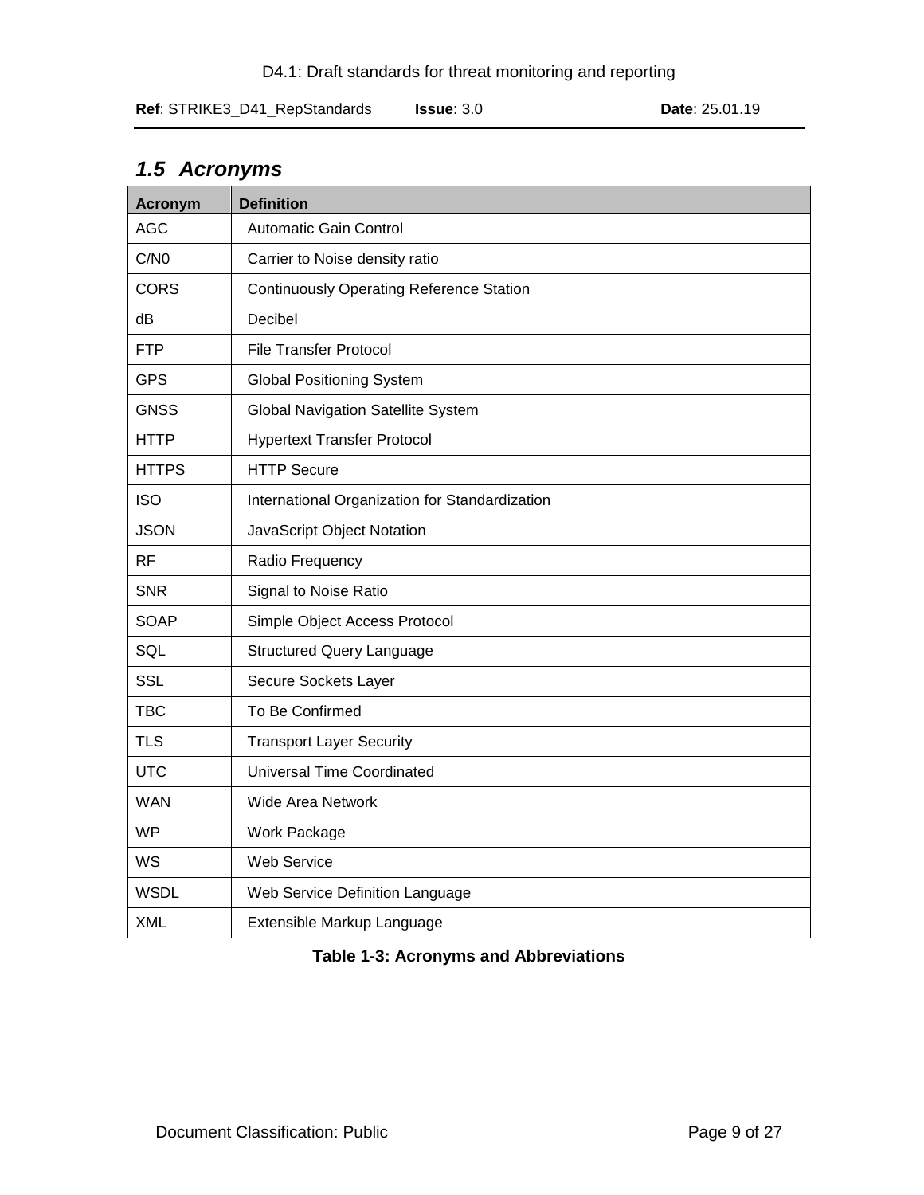## 1.5 Acronyms

| Acronym | Definition |
|---|---|
| AGC | Automatic Gain Control |
| C/N0 | Carrier to Noise density ratio |
| CORS | Continuously Operating Reference Station |
| dB | Decibel |
| FTP | File Transfer Protocol |
| GPS | Global Positioning System |
| GNSS | Global Navigation Satellite System |
| HTTP | Hypertext Transfer Protocol |
| HTTPS | HTTP Secure |
| ISO | International Organization for Standardization |
| JSON | JavaScript Object Notation |
| RF | Radio Frequency |
| SNR | Signal to Noise Ratio |
| SOAP | Simple Object Access Protocol |
| SQL | Structured Query Language |
| SSL | Secure Sockets Layer |
| TBC | To Be Confirmed |
| TLS | Transport Layer Security |
| UTC | Universal Time Coordinated |
| WAN | Wide Area Network |
| WP | Work Package |
| WS | Web Service |
| WSDL | Web Service Definition Language |
| XML | Extensible Markup Language |

**Table 1-3: Acronyms and Abbreviations**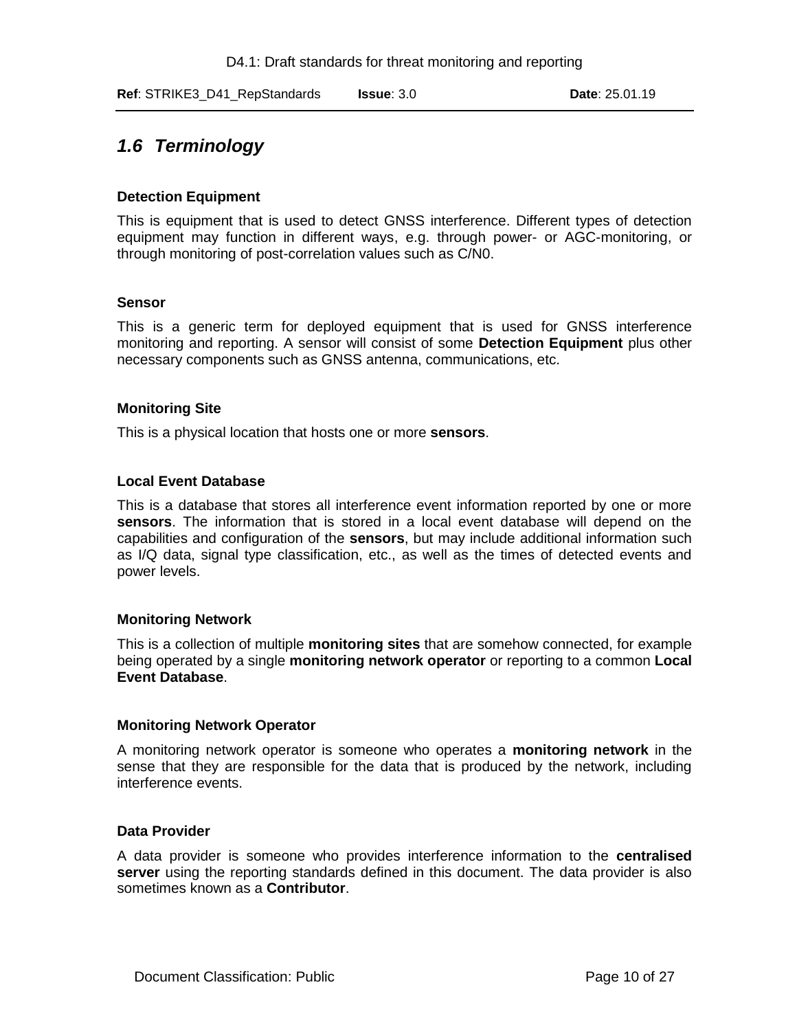## *1.6 Terminology*

**Detection Equipment**

This is equipment that is used to detect GNSS interference. Different types of detection equipment may function in different ways, e.g. through power- or AGC-monitoring, or through monitoring of post-correlation values such as C/N0.

**Sensor**

This is a generic term for deployed equipment that is used for GNSS interference monitoring and reporting. A sensor will consist of some **Detection Equipment** plus other necessary components such as GNSS antenna, communications, etc.

**Monitoring Site**

This is a physical location that hosts one or more **sensors**.

**Local Event Database**

This is a database that stores all interference event information reported by one or more **sensors**. The information that is stored in a local event database will depend on the capabilities and configuration of the **sensors**, but may include additional information such as I/Q data, signal type classification, etc., as well as the times of detected events and power levels.

**Monitoring Network**

This is a collection of multiple **monitoring sites** that are somehow connected, for example being operated by a single **monitoring network operator** or reporting to a common **Local Event Database**.

**Monitoring Network Operator**

A monitoring network operator is someone who operates a **monitoring network** in the sense that they are responsible for the data that is produced by the network, including interference events.

**Data Provider**

A data provider is someone who provides interference information to the **centralised server** using the reporting standards defined in this document. The data provider is also sometimes known as a **Contributor**.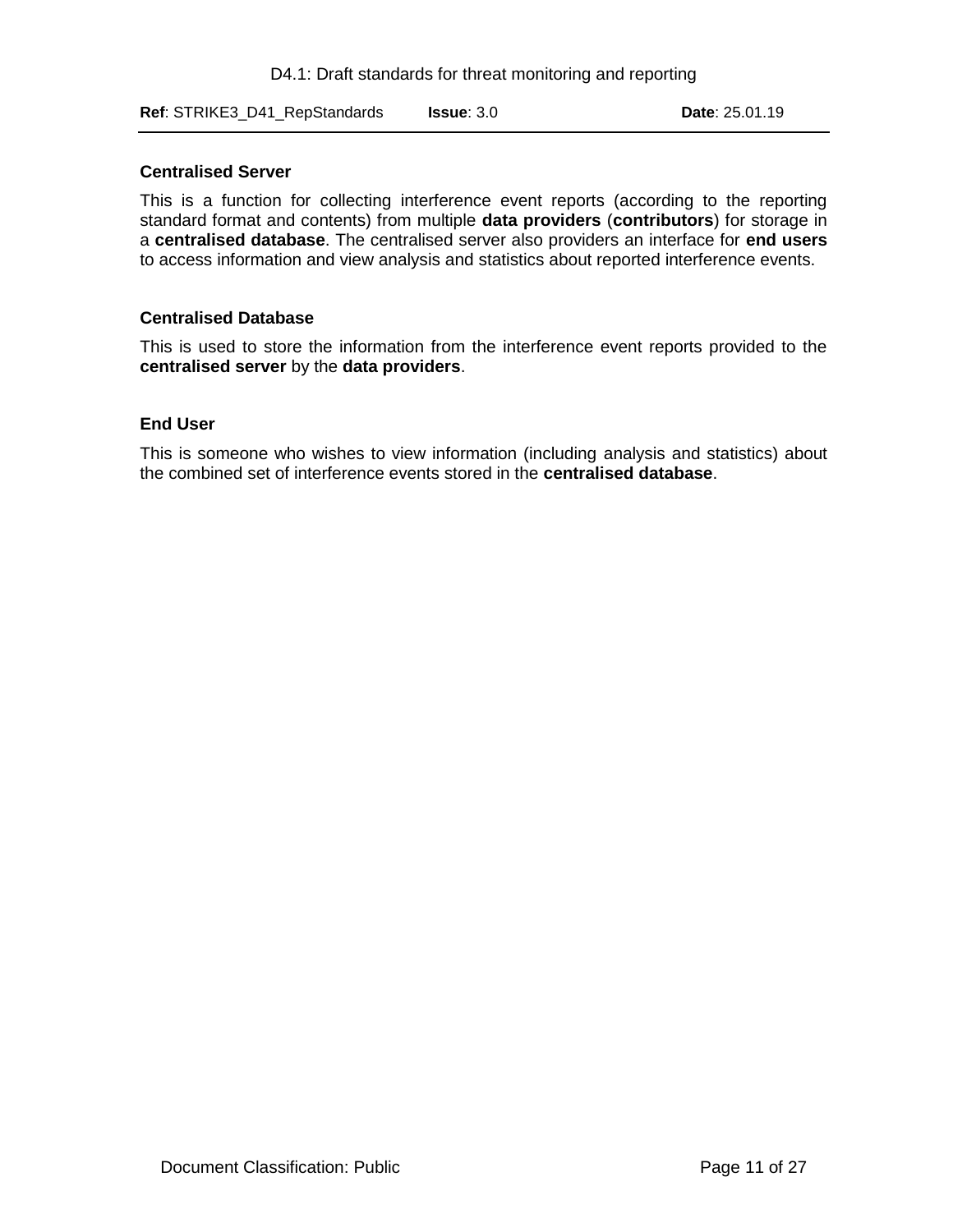**Centralised Server**

This is a function for collecting interference event reports (according to the reporting standard format and contents) from multiple **data providers** (**contributors**) for storage in a **centralised database**. The centralised server also providers an interface for **end users** to access information and view analysis and statistics about reported interference events.

**Centralised Database**

This is used to store the information from the interference event reports provided to the **centralised server** by the **data providers**.

**End User**

This is someone who wishes to view information (including analysis and statistics) about the combined set of interference events stored in the **centralised database**.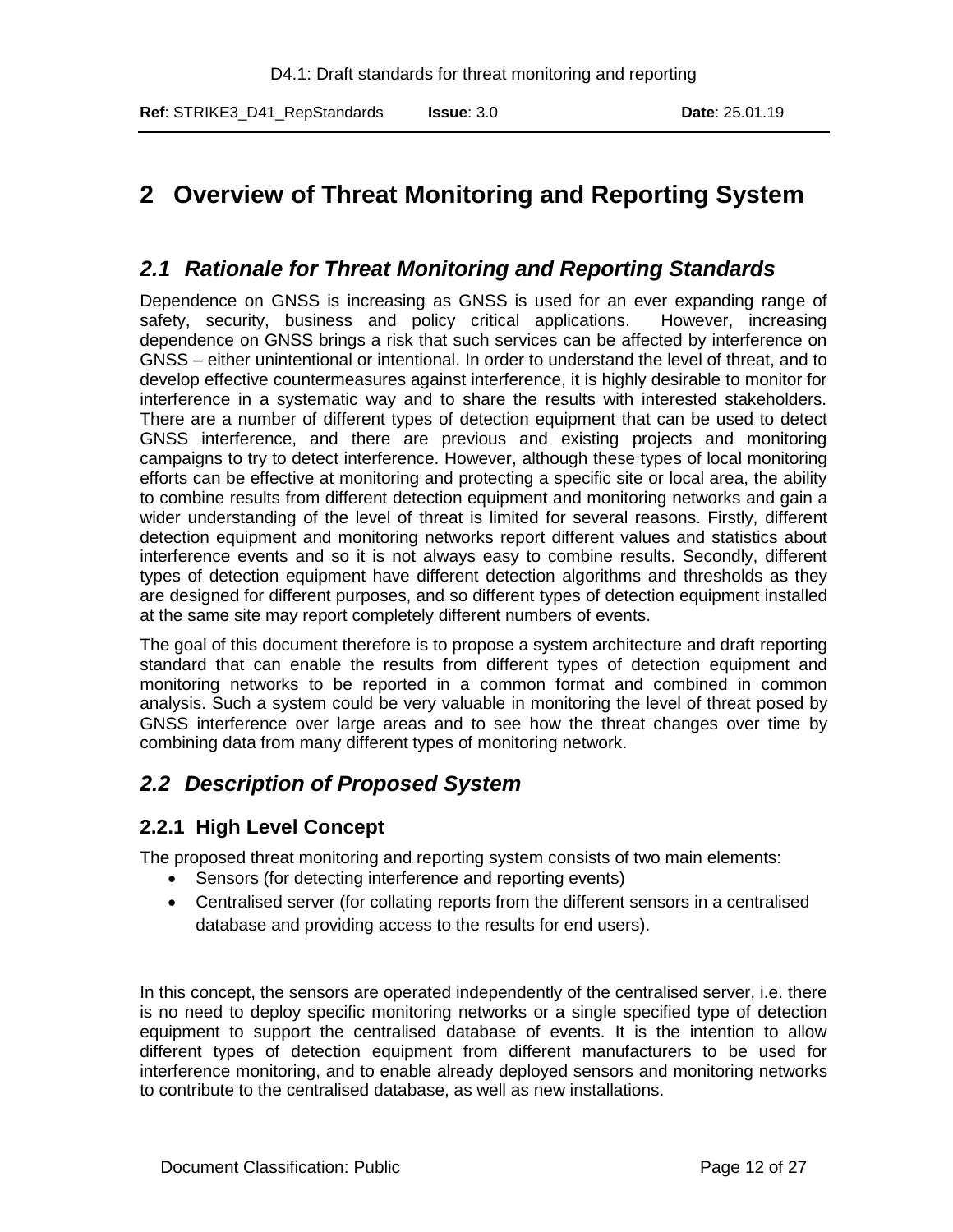# 2 Overview of Threat Monitoring and Reporting System

## *2.1 Rationale for Threat Monitoring and Reporting Standards*

Dependence on GNSS is increasing as GNSS is used for an ever expanding range of safety, security, business and policy critical applications. However, increasing dependence on GNSS brings a risk that such services can be affected by interference on GNSS – either unintentional or intentional. In order to understand the level of threat, and to develop effective countermeasures against interference, it is highly desirable to monitor for interference in a systematic way and to share the results with interested stakeholders. There are a number of different types of detection equipment that can be used to detect GNSS interference, and there are previous and existing projects and monitoring campaigns to try to detect interference. However, although these types of local monitoring efforts can be effective at monitoring and protecting a specific site or local area, the ability to combine results from different detection equipment and monitoring networks and gain a wider understanding of the level of threat is limited for several reasons. Firstly, different detection equipment and monitoring networks report different values and statistics about interference events and so it is not always easy to combine results. Secondly, different types of detection equipment have different detection algorithms and thresholds as they are designed for different purposes, and so different types of detection equipment installed at the same site may report completely different numbers of events.

The goal of this document therefore is to propose a system architecture and draft reporting standard that can enable the results from different types of detection equipment and monitoring networks to be reported in a common format and combined in common analysis. Such a system could be very valuable in monitoring the level of threat posed by GNSS interference over large areas and to see how the threat changes over time by combining data from many different types of monitoring network.

## *2.2 Description of Proposed System*

### 2.2.1 High Level Concept

The proposed threat monitoring and reporting system consists of two main elements:

- Sensors (for detecting interference and reporting events)
- Centralised server (for collating reports from the different sensors in a centralised database and providing access to the results for end users).

In this concept, the sensors are operated independently of the centralised server, i.e. there is no need to deploy specific monitoring networks or a single specified type of detection equipment to support the centralised database of events. It is the intention to allow different types of detection equipment from different manufacturers to be used for interference monitoring, and to enable already deployed sensors and monitoring networks to contribute to the centralised database, as well as new installations.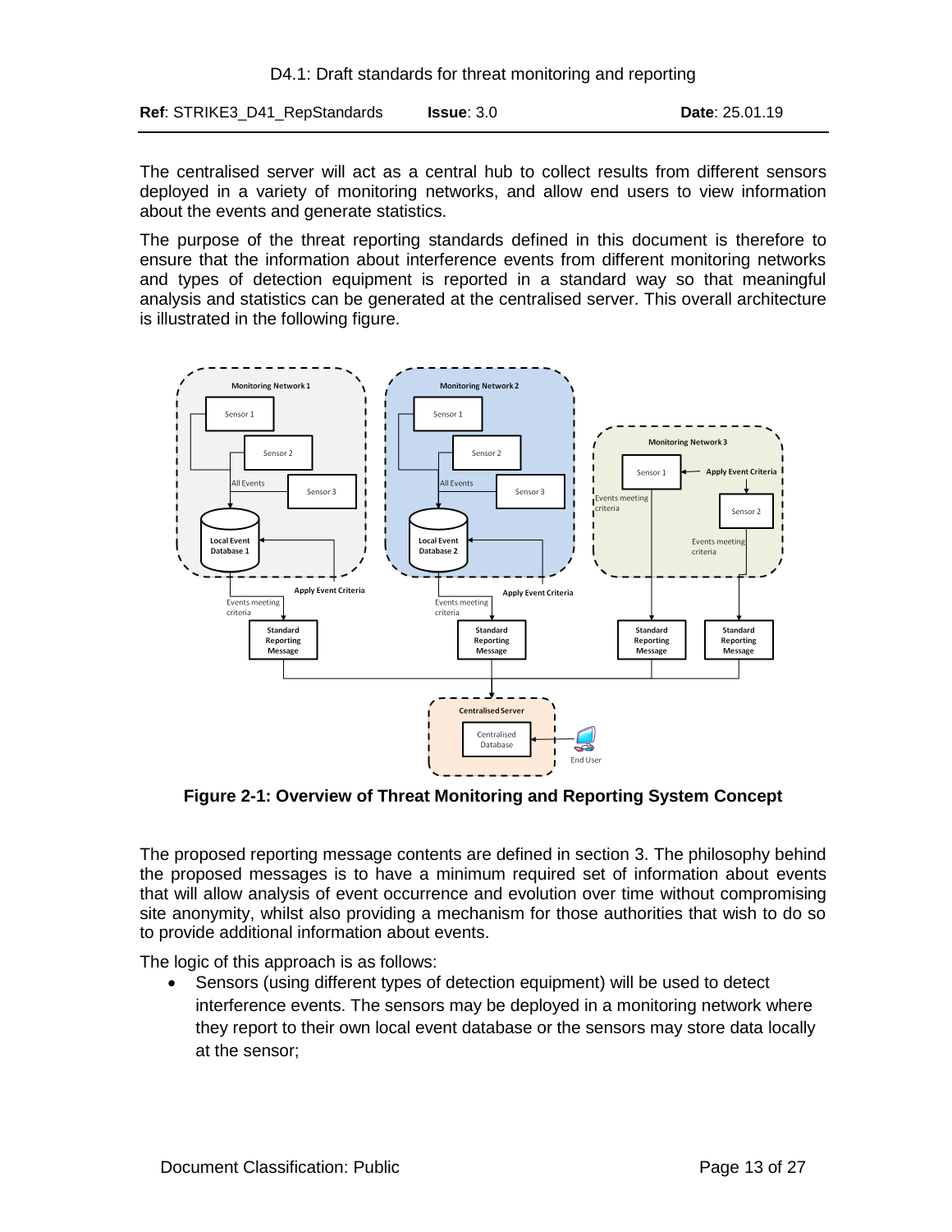The centralised server will act as a central hub to collect results from different sensors deployed in a variety of monitoring networks, and allow end users to view information about the events and generate statistics.

The purpose of the threat reporting standards defined in this document is therefore to ensure that the information about interference events from different monitoring networks and types of detection equipment is reported in a standard way so that meaningful analysis and statistics can be generated at the centralised server. This overall architecture is illustrated in the following figure.

**Figure 2-1: Overview of Threat Monitoring and Reporting System Concept**

The proposed reporting message contents are defined in section 3. The philosophy behind the proposed messages is to have a minimum required set of information about events that will allow analysis of event occurrence and evolution over time without compromising site anonymity, whilst also providing a mechanism for those authorities that wish to do so to provide additional information about events.

The logic of this approach is as follows:

- Sensors (using different types of detection equipment) will be used to detect interference events. The sensors may be deployed in a monitoring network where they report to their own local event database or the sensors may store data locally at the sensor;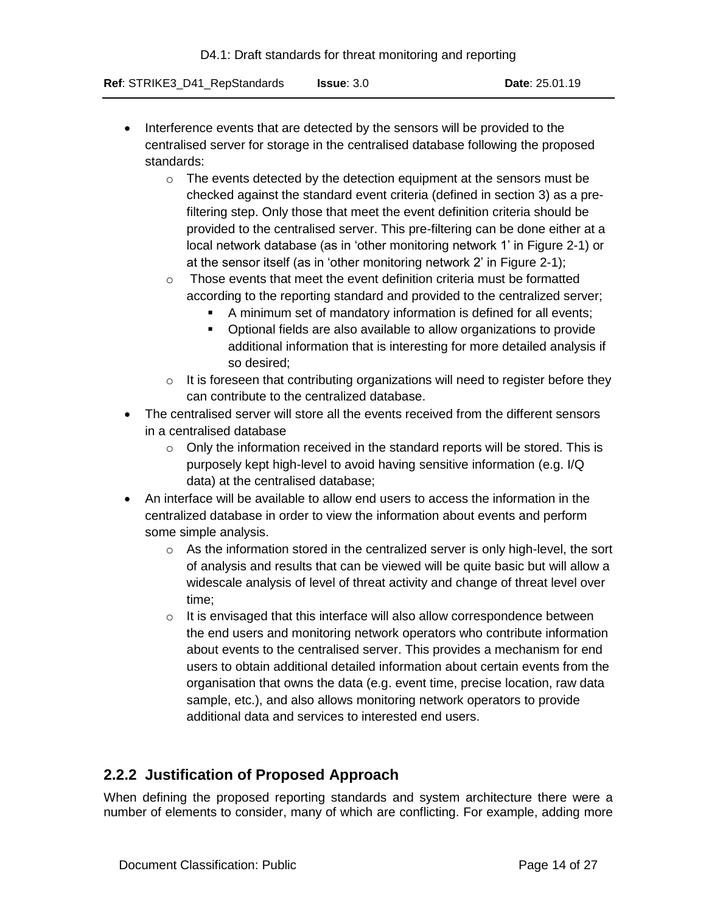- Interference events that are detected by the sensors will be provided to the centralised server for storage in the centralised database following the proposed standards:
  - The events detected by the detection equipment at the sensors must be checked against the standard event criteria (defined in section 3) as a pre-filtering step. Only those that meet the event definition criteria should be provided to the centralised server. This pre-filtering can be done either at a local network database (as in 'other monitoring network 1' in Figure 2-1) or at the sensor itself (as in 'other monitoring network 2' in Figure 2-1);
  - Those events that meet the event definition criteria must be formatted according to the reporting standard and provided to the centralized server;
    - A minimum set of mandatory information is defined for all events;
    - Optional fields are also available to allow organizations to provide additional information that is interesting for more detailed analysis if so desired;
  - It is foreseen that contributing organizations will need to register before they can contribute to the centralized database.
- The centralised server will store all the events received from the different sensors in a centralised database
  - Only the information received in the standard reports will be stored. This is purposely kept high-level to avoid having sensitive information (e.g. I/Q data) at the centralised database;
- An interface will be available to allow end users to access the information in the centralized database in order to view the information about events and perform some simple analysis.
  - As the information stored in the centralized server is only high-level, the sort of analysis and results that can be viewed will be quite basic but will allow a widescale analysis of level of threat activity and change of threat level over time;
  - It is envisaged that this interface will also allow correspondence between the end users and monitoring network operators who contribute information about events to the centralised server. This provides a mechanism for end users to obtain additional detailed information about certain events from the organisation that owns the data (e.g. event time, precise location, raw data sample, etc.), and also allows monitoring network operators to provide additional data and services to interested end users.

### 2.2.2 Justification of Proposed Approach

When defining the proposed reporting standards and system architecture there were a number of elements to consider, many of which are conflicting. For example, adding more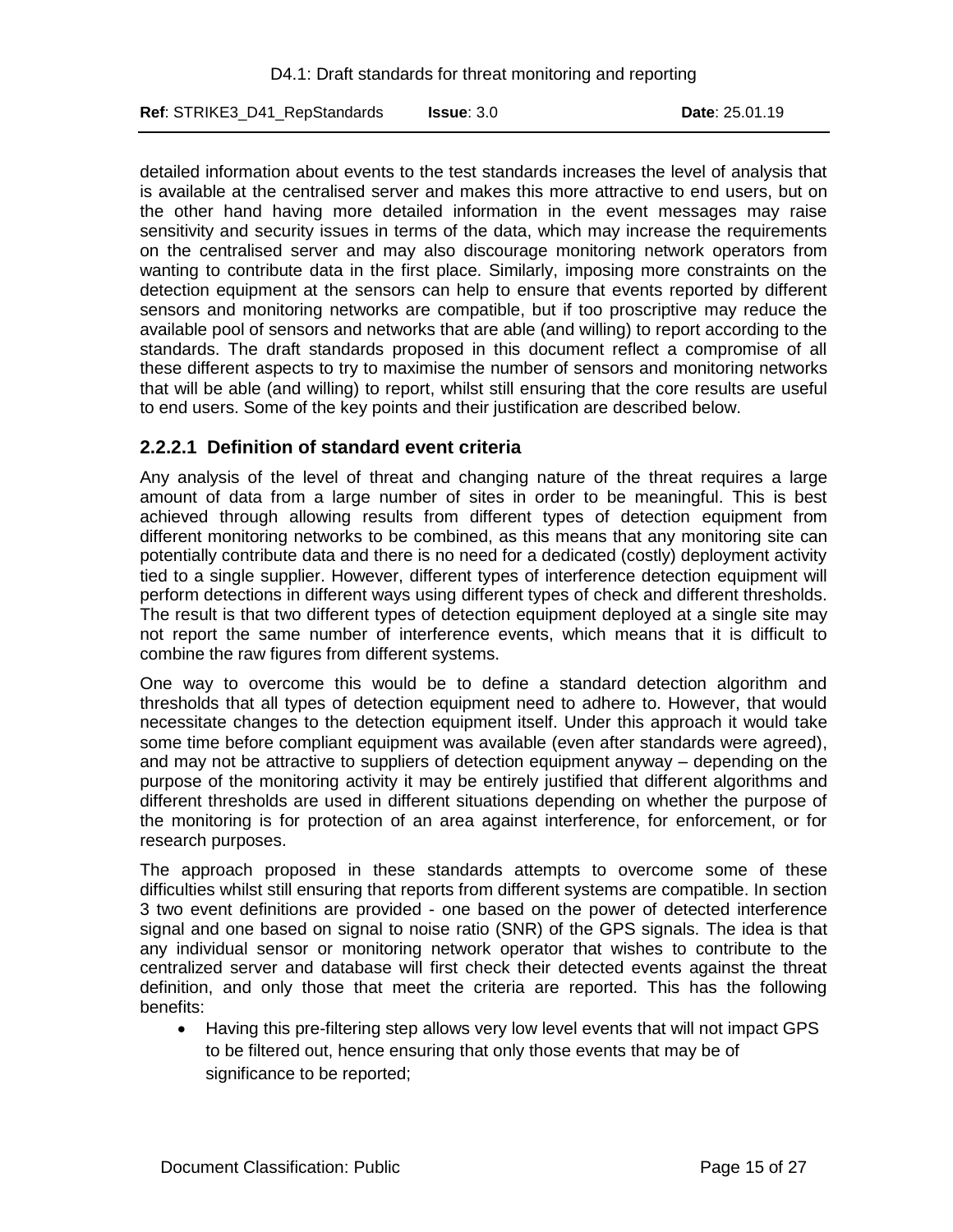detailed information about events to the test standards increases the level of analysis that is available at the centralised server and makes this more attractive to end users, but on the other hand having more detailed information in the event messages may raise sensitivity and security issues in terms of the data, which may increase the requirements on the centralised server and may also discourage monitoring network operators from wanting to contribute data in the first place. Similarly, imposing more constraints on the detection equipment at the sensors can help to ensure that events reported by different sensors and monitoring networks are compatible, but if too proscriptive may reduce the available pool of sensors and networks that are able (and willing) to report according to the standards. The draft standards proposed in this document reflect a compromise of all these different aspects to try to maximise the number of sensors and monitoring networks that will be able (and willing) to report, whilst still ensuring that the core results are useful to end users. Some of the key points and their justification are described below.

#### 2.2.2.1 Definition of standard event criteria

Any analysis of the level of threat and changing nature of the threat requires a large amount of data from a large number of sites in order to be meaningful. This is best achieved through allowing results from different types of detection equipment from different monitoring networks to be combined, as this means that any monitoring site can potentially contribute data and there is no need for a dedicated (costly) deployment activity tied to a single supplier. However, different types of interference detection equipment will perform detections in different ways using different types of check and different thresholds. The result is that two different types of detection equipment deployed at a single site may not report the same number of interference events, which means that it is difficult to combine the raw figures from different systems.

One way to overcome this would be to define a standard detection algorithm and thresholds that all types of detection equipment need to adhere to. However, that would necessitate changes to the detection equipment itself. Under this approach it would take some time before compliant equipment was available (even after standards were agreed), and may not be attractive to suppliers of detection equipment anyway – depending on the purpose of the monitoring activity it may be entirely justified that different algorithms and different thresholds are used in different situations depending on whether the purpose of the monitoring is for protection of an area against interference, for enforcement, or for research purposes.

The approach proposed in these standards attempts to overcome some of these difficulties whilst still ensuring that reports from different systems are compatible. In section 3 two event definitions are provided - one based on the power of detected interference signal and one based on signal to noise ratio (SNR) of the GPS signals. The idea is that any individual sensor or monitoring network operator that wishes to contribute to the centralized server and database will first check their detected events against the threat definition, and only those that meet the criteria are reported. This has the following benefits:

- Having this pre-filtering step allows very low level events that will not impact GPS to be filtered out, hence ensuring that only those events that may be of significance to be reported;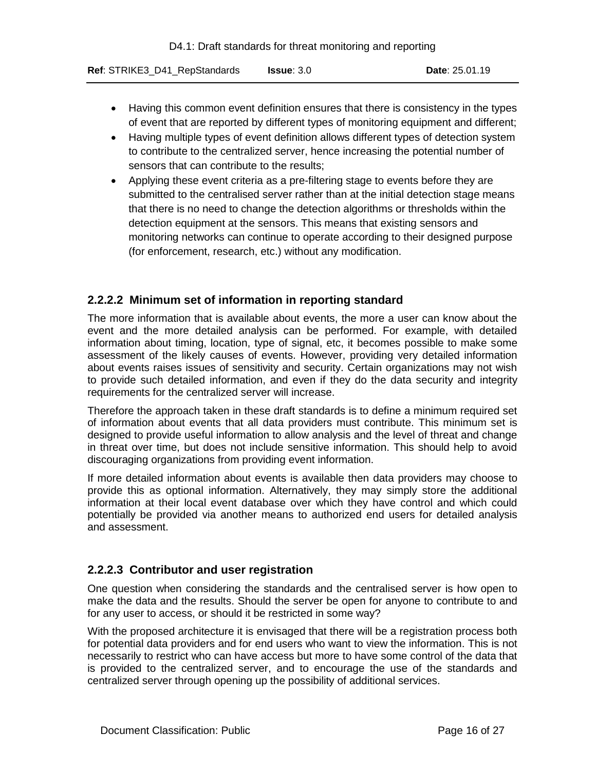- Having this common event definition ensures that there is consistency in the types of event that are reported by different types of monitoring equipment and different;
- Having multiple types of event definition allows different types of detection system to contribute to the centralized server, hence increasing the potential number of sensors that can contribute to the results;
- Applying these event criteria as a pre-filtering stage to events before they are submitted to the centralised server rather than at the initial detection stage means that there is no need to change the detection algorithms or thresholds within the detection equipment at the sensors. This means that existing sensors and monitoring networks can continue to operate according to their designed purpose (for enforcement, research, etc.) without any modification.

#### 2.2.2.2 Minimum set of information in reporting standard

The more information that is available about events, the more a user can know about the event and the more detailed analysis can be performed. For example, with detailed information about timing, location, type of signal, etc, it becomes possible to make some assessment of the likely causes of events. However, providing very detailed information about events raises issues of sensitivity and security. Certain organizations may not wish to provide such detailed information, and even if they do the data security and integrity requirements for the centralized server will increase.

Therefore the approach taken in these draft standards is to define a minimum required set of information about events that all data providers must contribute. This minimum set is designed to provide useful information to allow analysis and the level of threat and change in threat over time, but does not include sensitive information. This should help to avoid discouraging organizations from providing event information.

If more detailed information about events is available then data providers may choose to provide this as optional information. Alternatively, they may simply store the additional information at their local event database over which they have control and which could potentially be provided via another means to authorized end users for detailed analysis and assessment.

#### 2.2.2.3 Contributor and user registration

One question when considering the standards and the centralised server is how open to make the data and the results. Should the server be open for anyone to contribute to and for any user to access, or should it be restricted in some way?

With the proposed architecture it is envisaged that there will be a registration process both for potential data providers and for end users who want to view the information. This is not necessarily to restrict who can have access but more to have some control of the data that is provided to the centralized server, and to encourage the use of the standards and centralized server through opening up the possibility of additional services.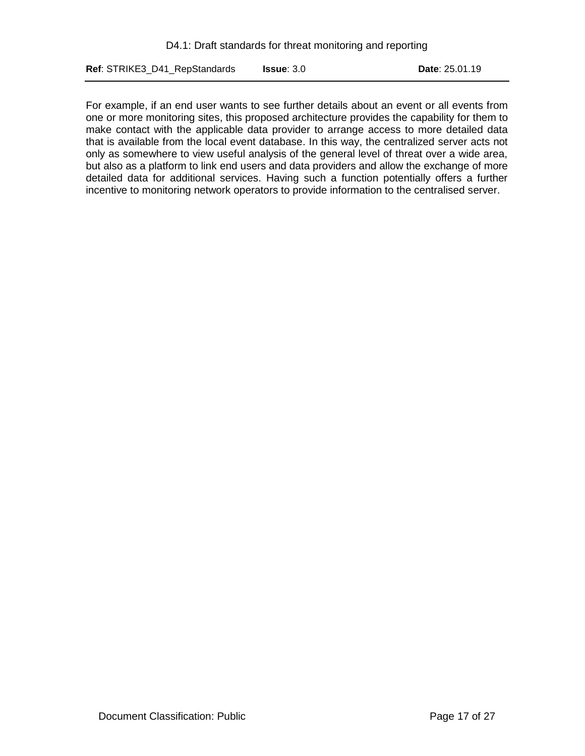For example, if an end user wants to see further details about an event or all events from one or more monitoring sites, this proposed architecture provides the capability for them to make contact with the applicable data provider to arrange access to more detailed data that is available from the local event database. In this way, the centralized server acts not only as somewhere to view useful analysis of the general level of threat over a wide area, but also as a platform to link end users and data providers and allow the exchange of more detailed data for additional services. Having such a function potentially offers a further incentive to monitoring network operators to provide information to the centralised server.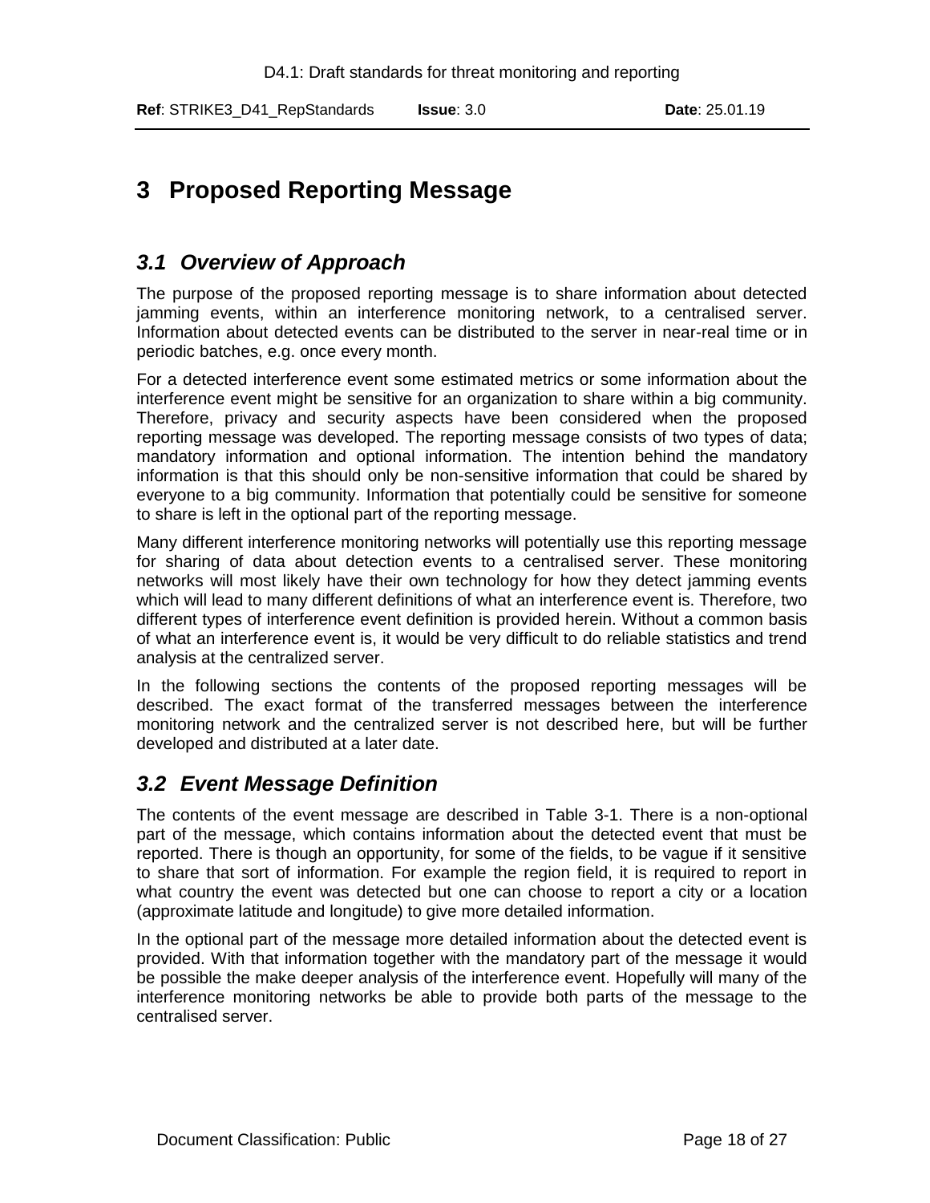# 3 Proposed Reporting Message

## 3.1 Overview of Approach

The purpose of the proposed reporting message is to share information about detected jamming events, within an interference monitoring network, to a centralised server. Information about detected events can be distributed to the server in near-real time or in periodic batches, e.g. once every month.

For a detected interference event some estimated metrics or some information about the interference event might be sensitive for an organization to share within a big community. Therefore, privacy and security aspects have been considered when the proposed reporting message was developed. The reporting message consists of two types of data; mandatory information and optional information. The intention behind the mandatory information is that this should only be non-sensitive information that could be shared by everyone to a big community. Information that potentially could be sensitive for someone to share is left in the optional part of the reporting message.

Many different interference monitoring networks will potentially use this reporting message for sharing of data about detection events to a centralised server. These monitoring networks will most likely have their own technology for how they detect jamming events which will lead to many different definitions of what an interference event is. Therefore, two different types of interference event definition is provided herein. Without a common basis of what an interference event is, it would be very difficult to do reliable statistics and trend analysis at the centralized server.

In the following sections the contents of the proposed reporting messages will be described. The exact format of the transferred messages between the interference monitoring network and the centralized server is not described here, but will be further developed and distributed at a later date.

## 3.2 Event Message Definition

The contents of the event message are described in Table 3-1. There is a non-optional part of the message, which contains information about the detected event that must be reported. There is though an opportunity, for some of the fields, to be vague if it sensitive to share that sort of information. For example the region field, it is required to report in what country the event was detected but one can choose to report a city or a location (approximate latitude and longitude) to give more detailed information.

In the optional part of the message more detailed information about the detected event is provided. With that information together with the mandatory part of the message it would be possible the make deeper analysis of the interference event. Hopefully will many of the interference monitoring networks be able to provide both parts of the message to the centralised server.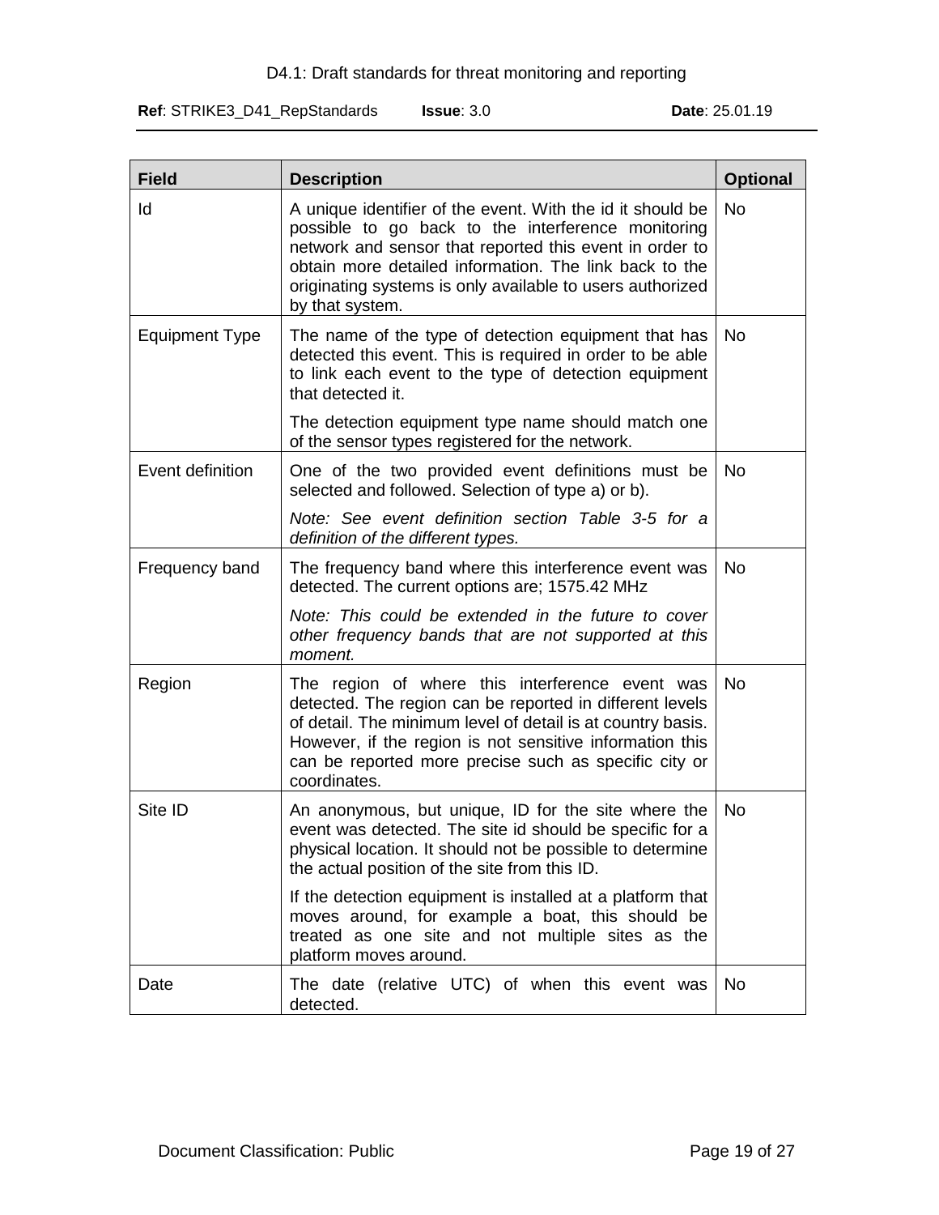| Field | Description | Optional |
|---|---|---|
| Id | A unique identifier of the event. With the id it should be possible to go back to the interference monitoring network and sensor that reported this event in order to obtain more detailed information. The link back to the originating systems is only available to users authorized by that system. | No |
| Equipment Type | The name of the type of detection equipment that has detected this event. This is required in order to be able to link each event to the type of detection equipment that detected it.<br><br>The detection equipment type name should match one of the sensor types registered for the network. | No |
| Event definition | One of the two provided event definitions must be selected and followed. Selection of type a) or b).<br><br>*Note: See event definition section Table 3-5 for a definition of the different types.* | No |
| Frequency band | The frequency band where this interference event was detected. The current options are; 1575.42 MHz<br><br>*Note: This could be extended in the future to cover other frequency bands that are not supported at this moment.* | No |
| Region | The region of where this interference event was detected. The region can be reported in different levels of detail. The minimum level of detail is at country basis. However, if the region is not sensitive information this can be reported more precise such as specific city or coordinates. | No |
| Site ID | An anonymous, but unique, ID for the site where the event was detected. The site id should be specific for a physical location. It should not be possible to determine the actual position of the site from this ID.<br><br>If the detection equipment is installed at a platform that moves around, for example a boat, this should be treated as one site and not multiple sites as the platform moves around. | No |
| Date | The date (relative UTC) of when this event was detected. | No |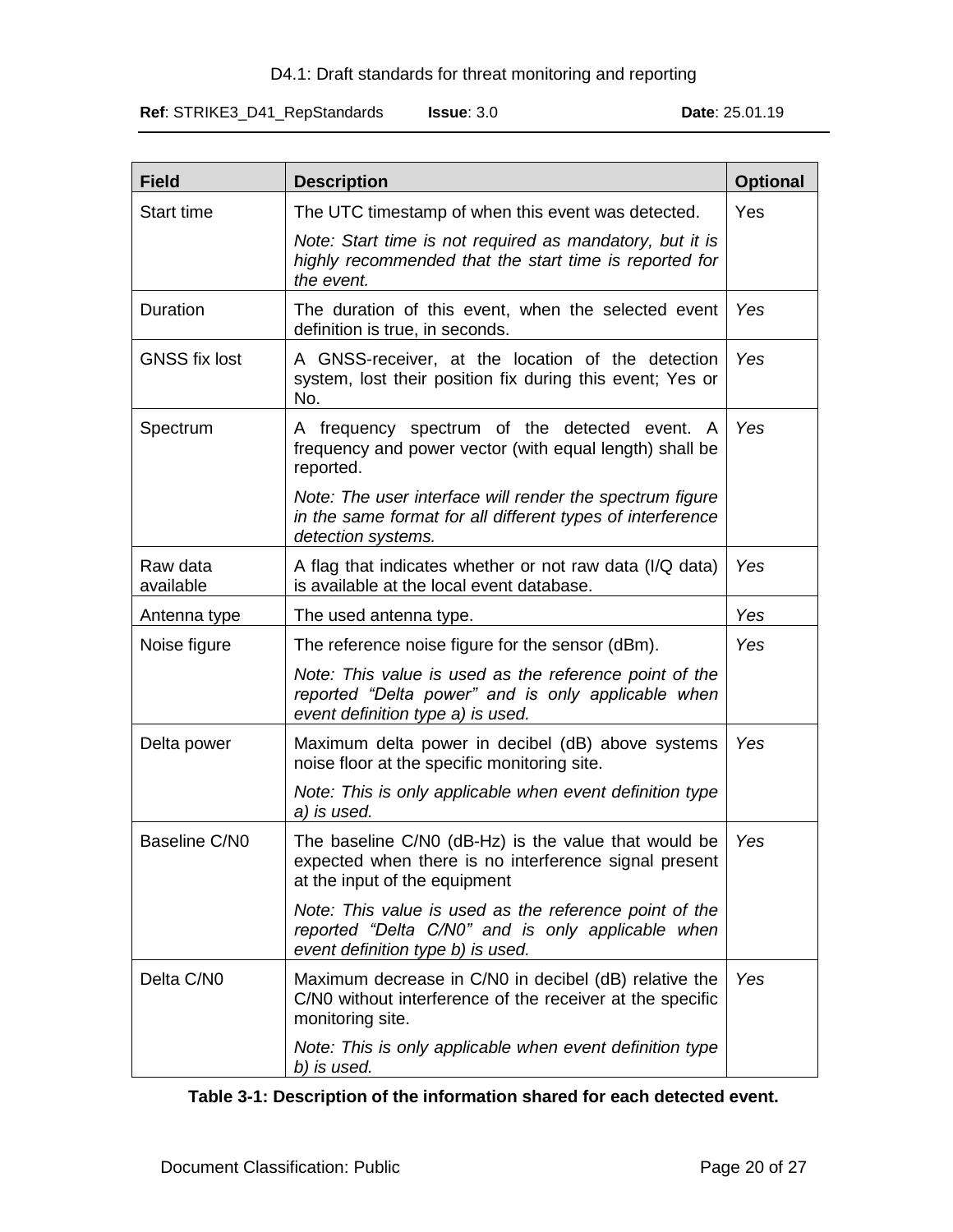| Field | Description | Optional |
| --- | --- | --- |
| Start time | The UTC timestamp of when this event was detected. *Note: Start time is not required as mandatory, but it is highly recommended that the start time is reported for the event.* | Yes |
| Duration | The duration of this event, when the selected event definition is true, in seconds. | *Yes* |
| GNSS fix lost | A GNSS-receiver, at the location of the detection system, lost their position fix during this event; Yes or No. | *Yes* |
| Spectrum | A frequency spectrum of the detected event. A frequency and power vector (with equal length) shall be reported. *Note: The user interface will render the spectrum figure in the same format for all different types of interference detection systems.* | *Yes* |
| Raw data available | A flag that indicates whether or not raw data (I/Q data) is available at the local event database. | *Yes* |
| Antenna type | The used antenna type. | *Yes* |
| Noise figure | The reference noise figure for the sensor (dBm). *Note: This value is used as the reference point of the reported "Delta power" and is only applicable when event definition type a) is used.* | *Yes* |
| Delta power | Maximum delta power in decibel (dB) above systems noise floor at the specific monitoring site. *Note: This is only applicable when event definition type a) is used.* | *Yes* |
| Baseline C/N0 | The baseline C/N0 (dB-Hz) is the value that would be expected when there is no interference signal present at the input of the equipment *Note: This value is used as the reference point of the reported "Delta C/N0" and is only applicable when event definition type b) is used.* | *Yes* |
| Delta C/N0 | Maximum decrease in C/N0 in decibel (dB) relative the C/N0 without interference of the receiver at the specific monitoring site. *Note: This is only applicable when event definition type b) is used.* | *Yes* |

**Table 3-1: Description of the information shared for each detected event.**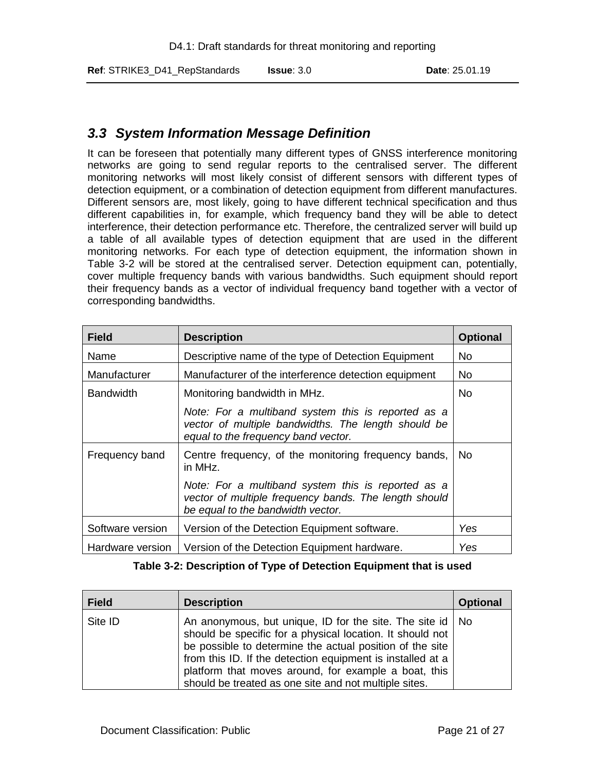## 3.3 System Information Message Definition

It can be foreseen that potentially many different types of GNSS interference monitoring networks are going to send regular reports to the centralised server. The different monitoring networks will most likely consist of different sensors with different types of detection equipment, or a combination of detection equipment from different manufactures. Different sensors are, most likely, going to have different technical specification and thus different capabilities in, for example, which frequency band they will be able to detect interference, their detection performance etc. Therefore, the centralized server will build up a table of all available types of detection equipment that are used in the different monitoring networks. For each type of detection equipment, the information shown in Table 3-2 will be stored at the centralised server. Detection equipment can, potentially, cover multiple frequency bands with various bandwidths. Such equipment should report their frequency bands as a vector of individual frequency band together with a vector of corresponding bandwidths.

| Field | Description | Optional |
|---|---|---|
| Name | Descriptive name of the type of Detection Equipment | No |
| Manufacturer | Manufacturer of the interference detection equipment | No |
| Bandwidth | Monitoring bandwidth in MHz.<br>*Note: For a multiband system this is reported as a vector of multiple bandwidths. The length should be equal to the frequency band vector.* | No |
| Frequency band | Centre frequency, of the monitoring frequency bands, in MHz.<br>*Note: For a multiband system this is reported as a vector of multiple frequency bands. The length should be equal to the bandwidth vector.* | No |
| Software version | Version of the Detection Equipment software. | *Yes* |
| Hardware version | Version of the Detection Equipment hardware. | *Yes* |

**Table 3-2: Description of Type of Detection Equipment that is used**

| Field | Description | Optional |
|---|---|---|
| Site ID | An anonymous, but unique, ID for the site. The site id should be specific for a physical location. It should not be possible to determine the actual position of the site from this ID. If the detection equipment is installed at a platform that moves around, for example a boat, this should be treated as one site and not multiple sites. | No |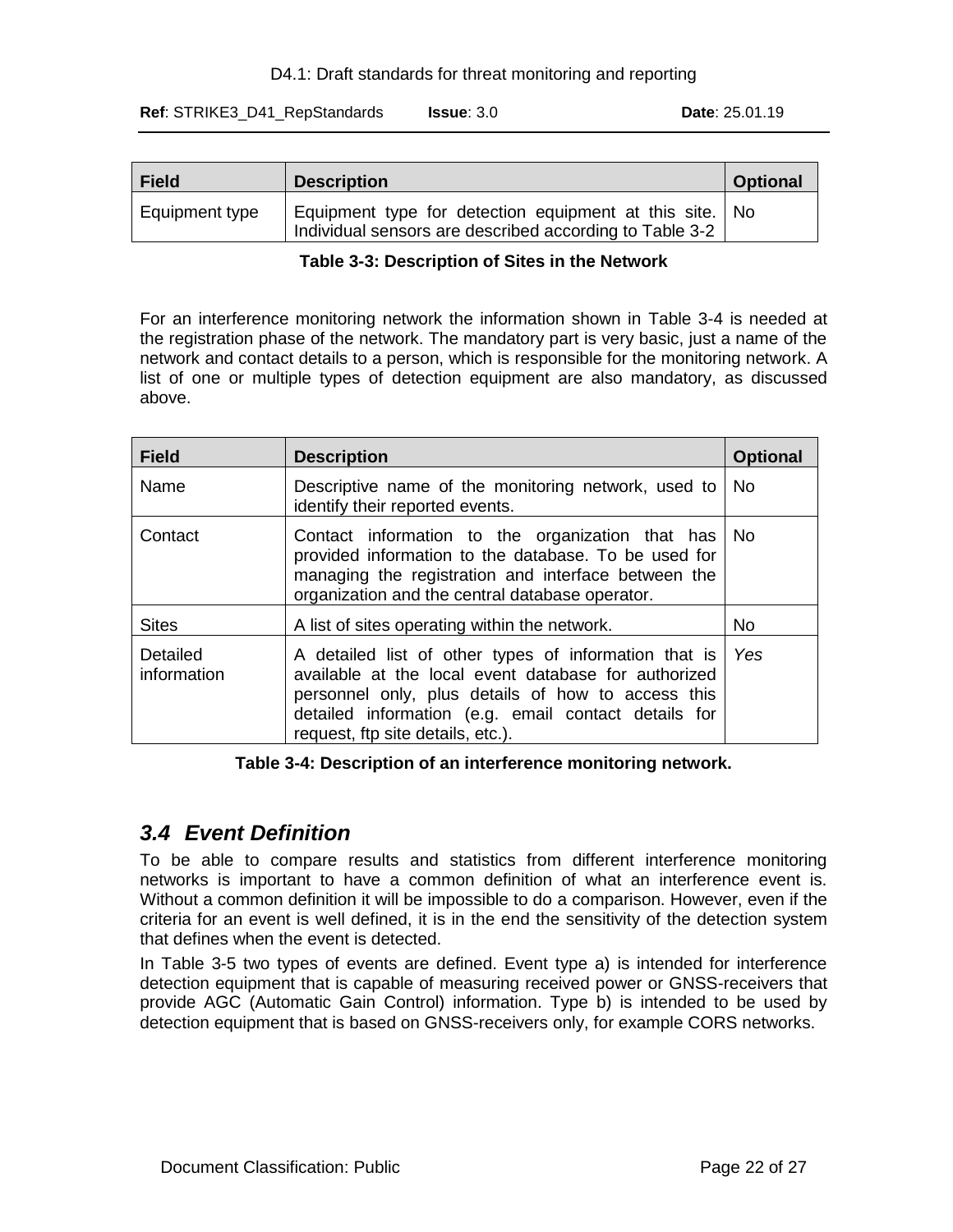| Field | Description | Optional |
|---|---|---|
| Equipment type | Equipment type for detection equipment at this site. Individual sensors are described according to Table 3-2 | No |

**Table 3-3: Description of Sites in the Network**

For an interference monitoring network the information shown in Table 3-4 is needed at the registration phase of the network. The mandatory part is very basic, just a name of the network and contact details to a person, which is responsible for the monitoring network. A list of one or multiple types of detection equipment are also mandatory, as discussed above.

| Field | Description | Optional |
|---|---|---|
| Name | Descriptive name of the monitoring network, used to identify their reported events. | No |
| Contact | Contact information to the organization that has provided information to the database. To be used for managing the registration and interface between the organization and the central database operator. | No |
| Sites | A list of sites operating within the network. | No |
| Detailed information | A detailed list of other types of information that is available at the local event database for authorized personnel only, plus details of how to access this detailed information (e.g. email contact details for request, ftp site details, etc.). | *Yes* |

**Table 3-4: Description of an interference monitoring network.**

## *3.4 Event Definition*

To be able to compare results and statistics from different interference monitoring networks is important to have a common definition of what an interference event is. Without a common definition it will be impossible to do a comparison. However, even if the criteria for an event is well defined, it is in the end the sensitivity of the detection system that defines when the event is detected.

In Table 3-5 two types of events are defined. Event type a) is intended for interference detection equipment that is capable of measuring received power or GNSS-receivers that provide AGC (Automatic Gain Control) information. Type b) is intended to be used by detection equipment that is based on GNSS-receivers only, for example CORS networks.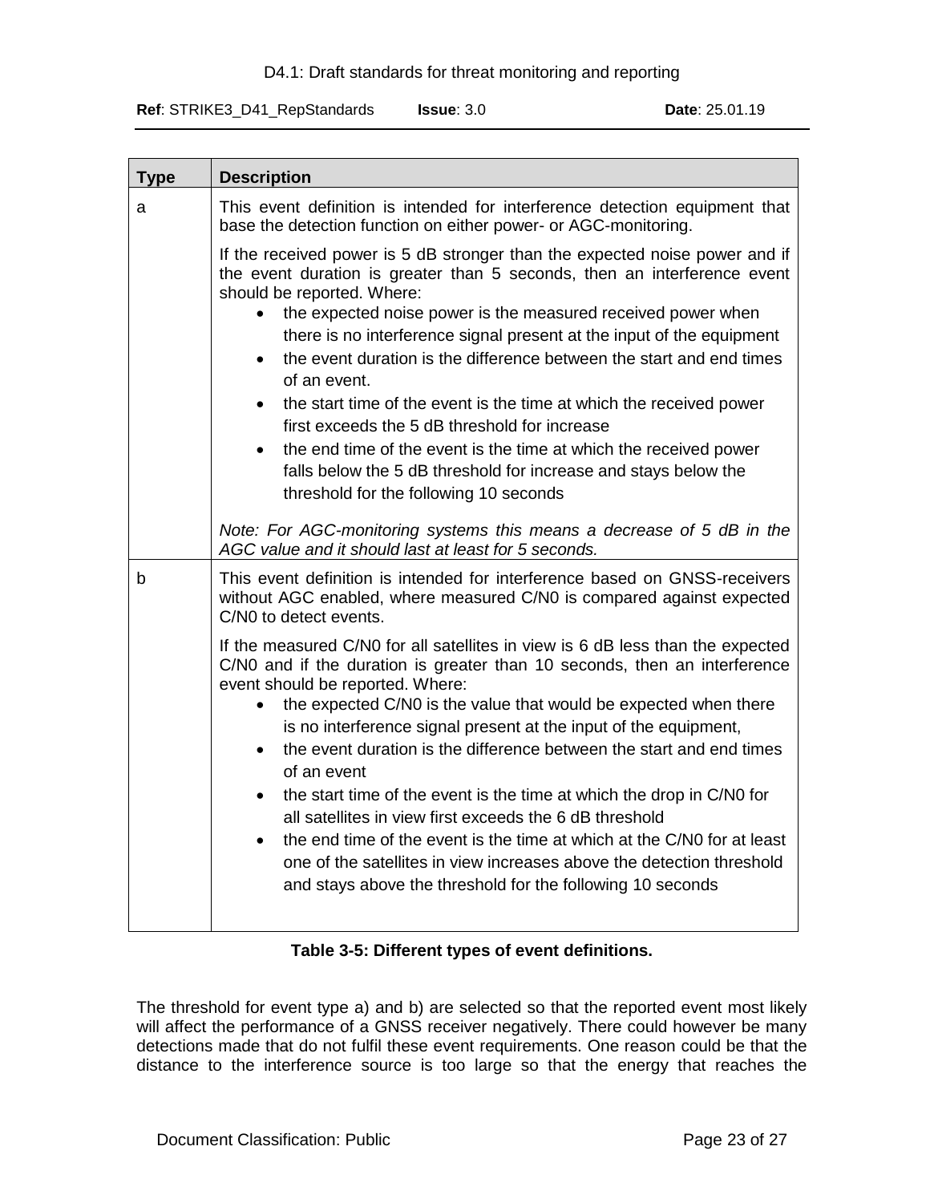| Type | Description |
|---|---|
| a | This event definition is intended for interference detection equipment that base the detection function on either power- or AGC-monitoring.<br><br>If the received power is 5 dB stronger than the expected noise power and if the event duration is greater than 5 seconds, then an interference event should be reported. Where:<br>• the expected noise power is the measured received power when there is no interference signal present at the input of the equipment<br>• the event duration is the difference between the start and end times of an event.<br>• the start time of the event is the time at which the received power first exceeds the 5 dB threshold for increase<br>• the end time of the event is the time at which the received power falls below the 5 dB threshold for increase and stays below the threshold for the following 10 seconds<br><br>*Note: For AGC-monitoring systems this means a decrease of 5 dB in the AGC value and it should last at least for 5 seconds.* |
| b | This event definition is intended for interference based on GNSS-receivers without AGC enabled, where measured C/N0 is compared against expected C/N0 to detect events.<br><br>If the measured C/N0 for all satellites in view is 6 dB less than the expected C/N0 and if the duration is greater than 10 seconds, then an interference event should be reported. Where:<br>• the expected C/N0 is the value that would be expected when there is no interference signal present at the input of the equipment,<br>• the event duration is the difference between the start and end times of an event<br>• the start time of the event is the time at which the drop in C/N0 for all satellites in view first exceeds the 6 dB threshold<br>• the end time of the event is the time at which at the C/N0 for at least one of the satellites in view increases above the detection threshold and stays above the threshold for the following 10 seconds |

**Table 3-5: Different types of event definitions.**

The threshold for event type a) and b) are selected so that the reported event most likely will affect the performance of a GNSS receiver negatively. There could however be many detections made that do not fulfil these event requirements. One reason could be that the distance to the interference source is too large so that the energy that reaches the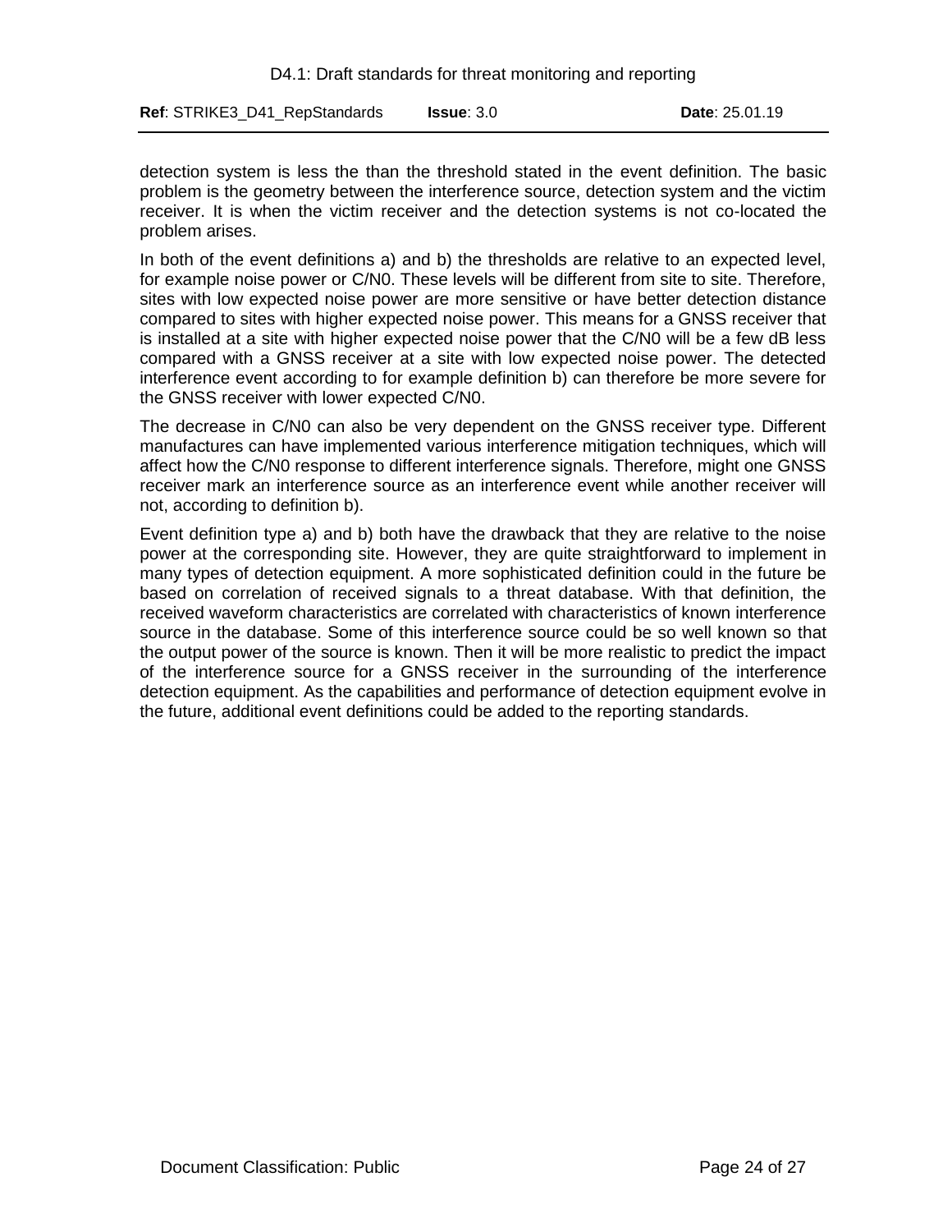detection system is less the than the threshold stated in the event definition. The basic problem is the geometry between the interference source, detection system and the victim receiver. It is when the victim receiver and the detection systems is not co-located the problem arises.

In both of the event definitions a) and b) the thresholds are relative to an expected level, for example noise power or C/N0. These levels will be different from site to site. Therefore, sites with low expected noise power are more sensitive or have better detection distance compared to sites with higher expected noise power. This means for a GNSS receiver that is installed at a site with higher expected noise power that the C/N0 will be a few dB less compared with a GNSS receiver at a site with low expected noise power. The detected interference event according to for example definition b) can therefore be more severe for the GNSS receiver with lower expected C/N0.

The decrease in C/N0 can also be very dependent on the GNSS receiver type. Different manufactures can have implemented various interference mitigation techniques, which will affect how the C/N0 response to different interference signals. Therefore, might one GNSS receiver mark an interference source as an interference event while another receiver will not, according to definition b).

Event definition type a) and b) both have the drawback that they are relative to the noise power at the corresponding site. However, they are quite straightforward to implement in many types of detection equipment. A more sophisticated definition could in the future be based on correlation of received signals to a threat database. With that definition, the received waveform characteristics are correlated with characteristics of known interference source in the database. Some of this interference source could be so well known so that the output power of the source is known. Then it will be more realistic to predict the impact of the interference source for a GNSS receiver in the surrounding of the interference detection equipment. As the capabilities and performance of detection equipment evolve in the future, additional event definitions could be added to the reporting standards.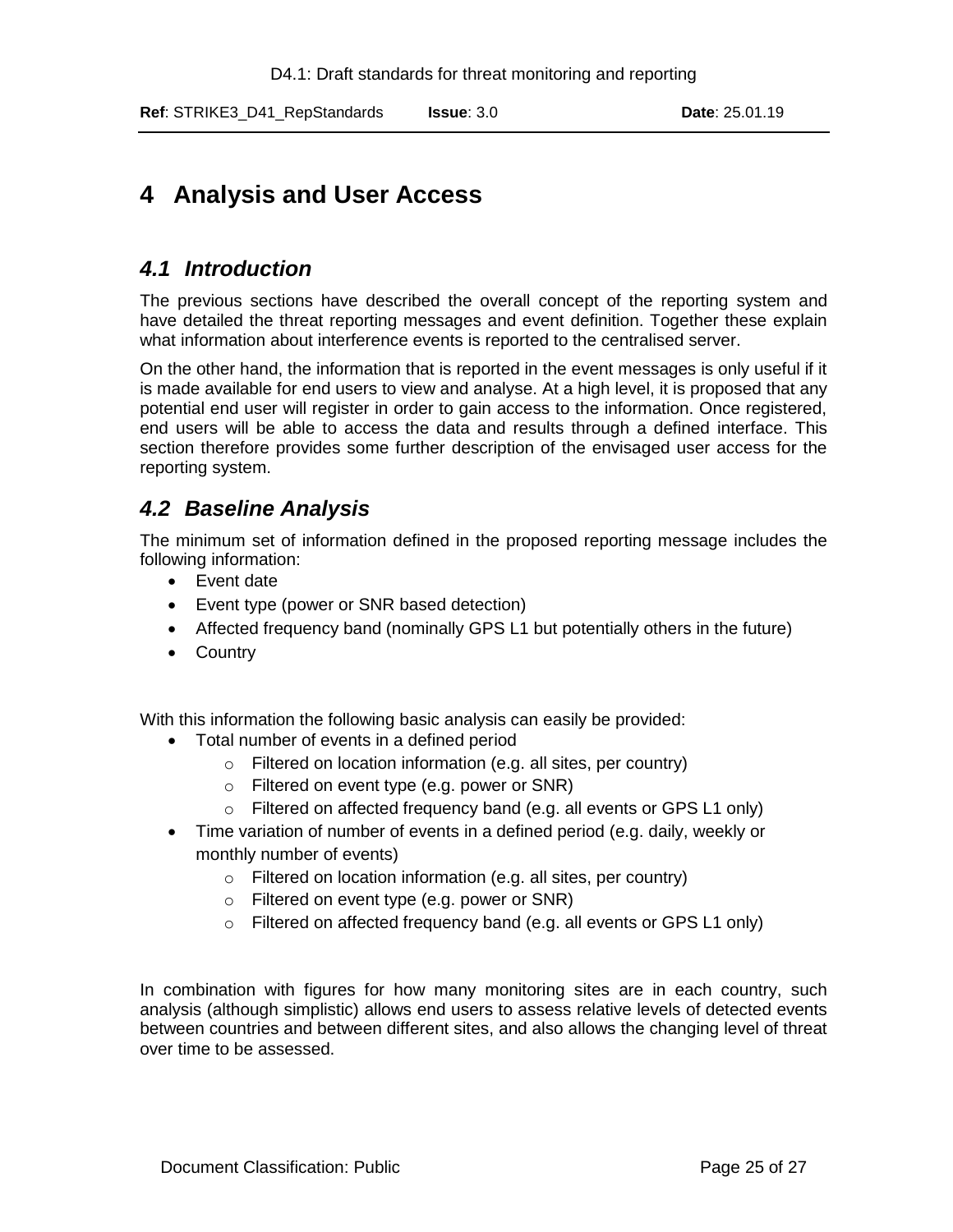# 4 Analysis and User Access

## *4.1 Introduction*

The previous sections have described the overall concept of the reporting system and have detailed the threat reporting messages and event definition. Together these explain what information about interference events is reported to the centralised server.

On the other hand, the information that is reported in the event messages is only useful if it is made available for end users to view and analyse. At a high level, it is proposed that any potential end user will register in order to gain access to the information. Once registered, end users will be able to access the data and results through a defined interface. This section therefore provides some further description of the envisaged user access for the reporting system.

## *4.2 Baseline Analysis*

The minimum set of information defined in the proposed reporting message includes the following information:

- Event date
- Event type (power or SNR based detection)
- Affected frequency band (nominally GPS L1 but potentially others in the future)
- Country

With this information the following basic analysis can easily be provided:

- Total number of events in a defined period
  - Filtered on location information (e.g. all sites, per country)
  - Filtered on event type (e.g. power or SNR)
  - Filtered on affected frequency band (e.g. all events or GPS L1 only)
- Time variation of number of events in a defined period (e.g. daily, weekly or monthly number of events)
  - Filtered on location information (e.g. all sites, per country)
  - Filtered on event type (e.g. power or SNR)
  - Filtered on affected frequency band (e.g. all events or GPS L1 only)

In combination with figures for how many monitoring sites are in each country, such analysis (although simplistic) allows end users to assess relative levels of detected events between countries and between different sites, and also allows the changing level of threat over time to be assessed.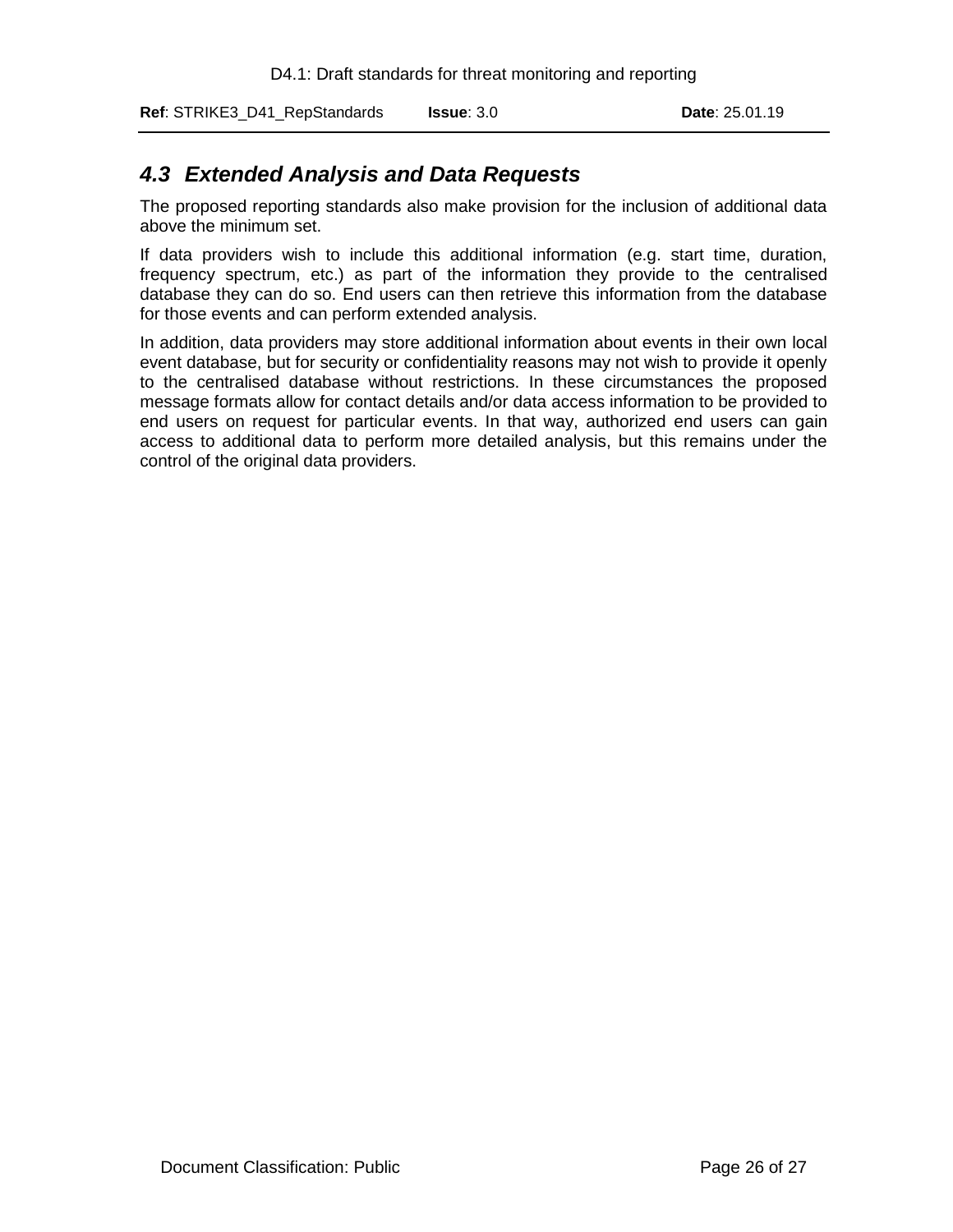### 4.3 Extended Analysis and Data Requests

The proposed reporting standards also make provision for the inclusion of additional data above the minimum set.

If data providers wish to include this additional information (e.g. start time, duration, frequency spectrum, etc.) as part of the information they provide to the centralised database they can do so. End users can then retrieve this information from the database for those events and can perform extended analysis.

In addition, data providers may store additional information about events in their own local event database, but for security or confidentiality reasons may not wish to provide it openly to the centralised database without restrictions. In these circumstances the proposed message formats allow for contact details and/or data access information to be provided to end users on request for particular events. In that way, authorized end users can gain access to additional data to perform more detailed analysis, but this remains under the control of the original data providers.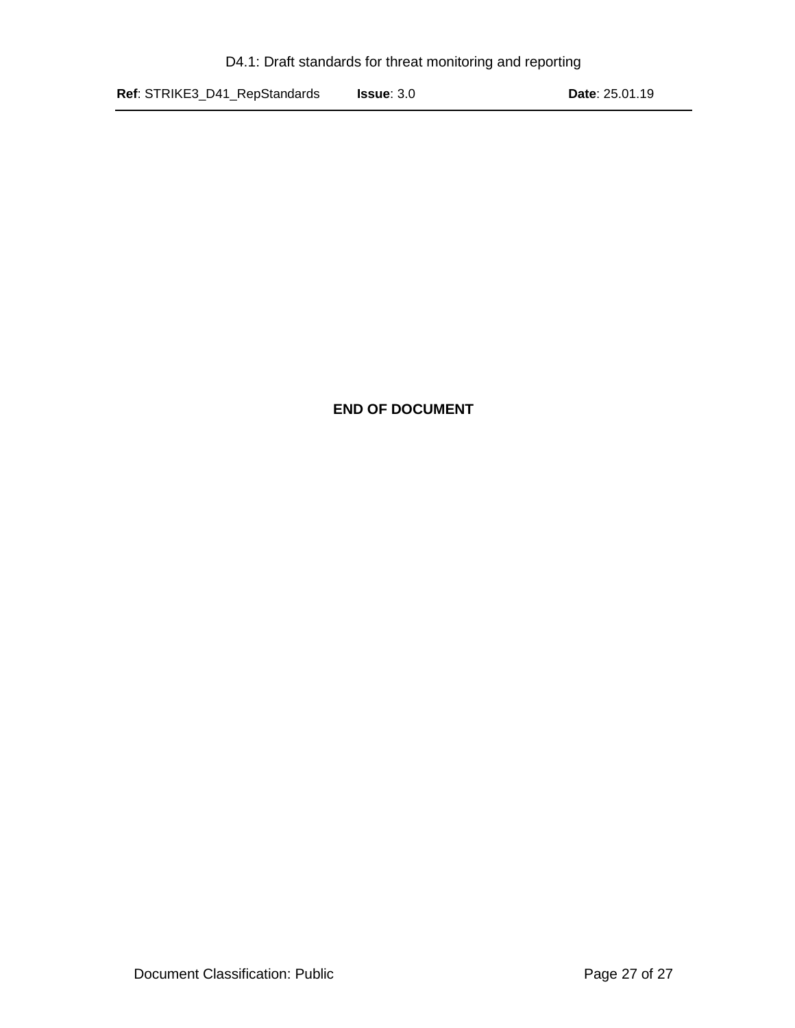**END OF DOCUMENT**